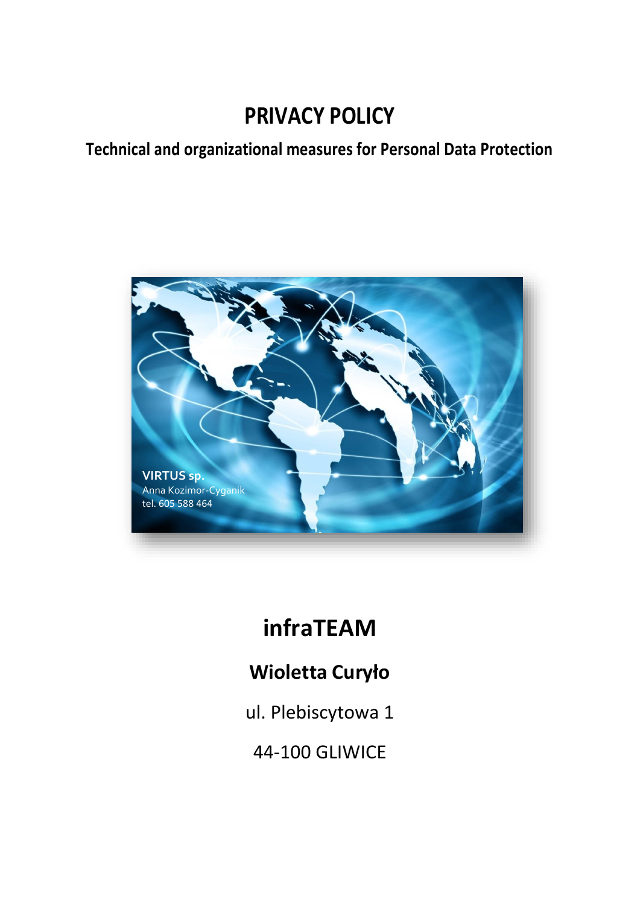# PRIVACY POLICY

## Technical and organizational measures for Personal Data Protection

VIRTUS sp.
Anna Kozimor-Cyganik
tel. 605 588 464

# infraTEAM

## Wioletta Curyło

ul. Plebiscytowa 1

44-100 GLIWICE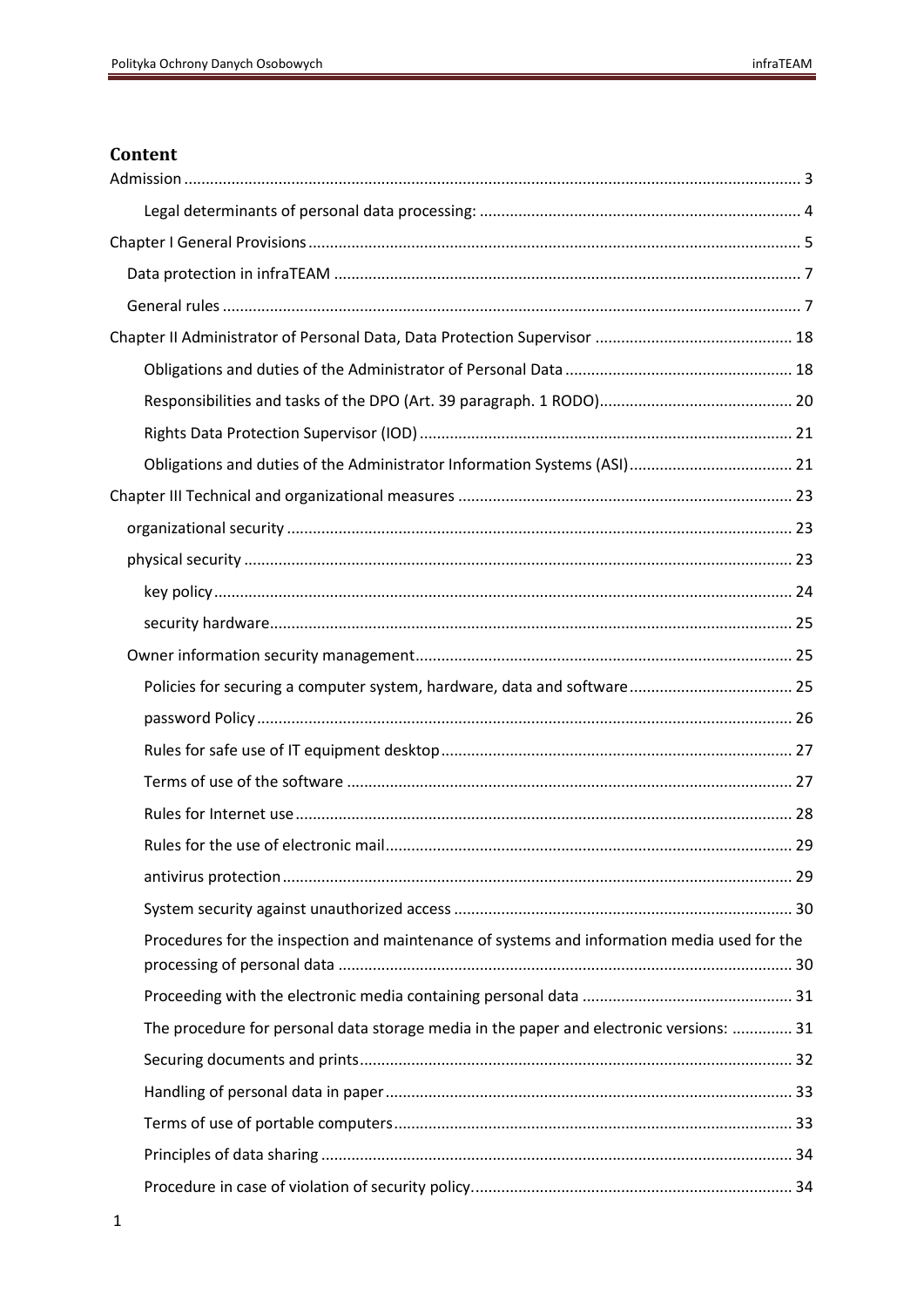## Content

Admission ..... 3

- Legal determinants of personal data processing: ..... 4

Chapter I General Provisions ..... 5

- Data protection in infraTEAM ..... 7
- General rules ..... 7

Chapter II Administrator of Personal Data, Data Protection Supervisor ..... 18

- Obligations and duties of the Administrator of Personal Data ..... 18
- Responsibilities and tasks of the DPO (Art. 39 paragraph. 1 RODO) ..... 20
- Rights Data Protection Supervisor (IOD) ..... 21
- Obligations and duties of the Administrator Information Systems (ASI) ..... 21

Chapter III Technical and organizational measures ..... 23

- organizational security ..... 23
- physical security ..... 23
  - key policy ..... 24
  - security hardware ..... 25
- Owner information security management ..... 25
  - Policies for securing a computer system, hardware, data and software ..... 25
  - password Policy ..... 26
  - Rules for safe use of IT equipment desktop ..... 27
  - Terms of use of the software ..... 27
  - Rules for Internet use ..... 28
  - Rules for the use of electronic mail ..... 29
  - antivirus protection ..... 29
  - System security against unauthorized access ..... 30
  - Procedures for the inspection and maintenance of systems and information media used for the processing of personal data ..... 30
  - Proceeding with the electronic media containing personal data ..... 31
  - The procedure for personal data storage media in the paper and electronic versions: ..... 31
  - Securing documents and prints ..... 32
  - Handling of personal data in paper ..... 33
  - Terms of use of portable computers ..... 33
  - Principles of data sharing ..... 34
  - Procedure in case of violation of security policy. ..... 34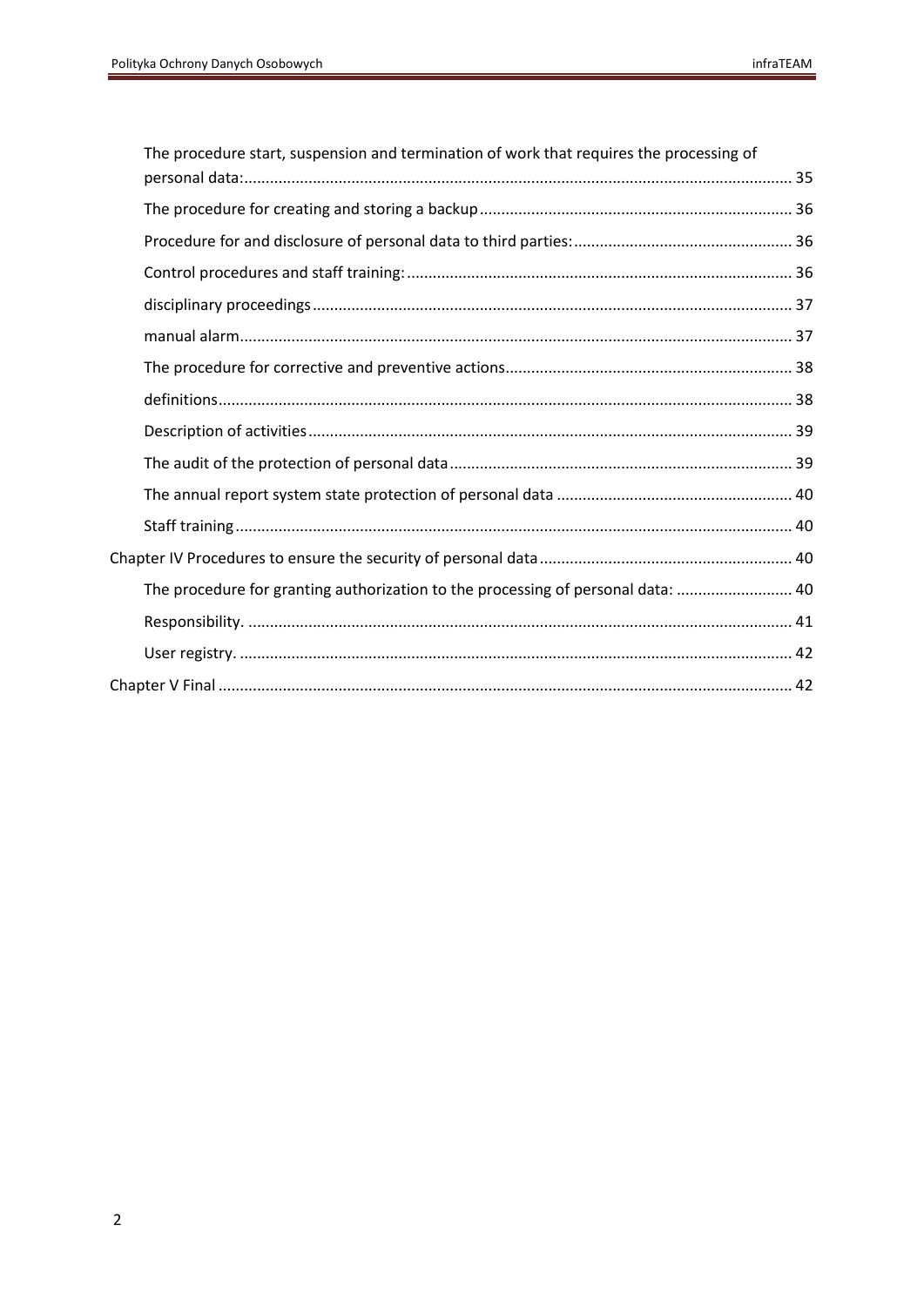The procedure start, suspension and termination of work that requires the processing of personal data: ... 35

The procedure for creating and storing a backup ... 36

Procedure for and disclosure of personal data to third parties: ... 36

Control procedures and staff training: ... 36

disciplinary proceedings ... 37

manual alarm ... 37

The procedure for corrective and preventive actions ... 38

definitions ... 38

Description of activities ... 39

The audit of the protection of personal data ... 39

The annual report system state protection of personal data ... 40

Staff training ... 40

Chapter IV Procedures to ensure the security of personal data ... 40

The procedure for granting authorization to the processing of personal data: ... 40

Responsibility. ... 41

User registry. ... 42

Chapter V Final ... 42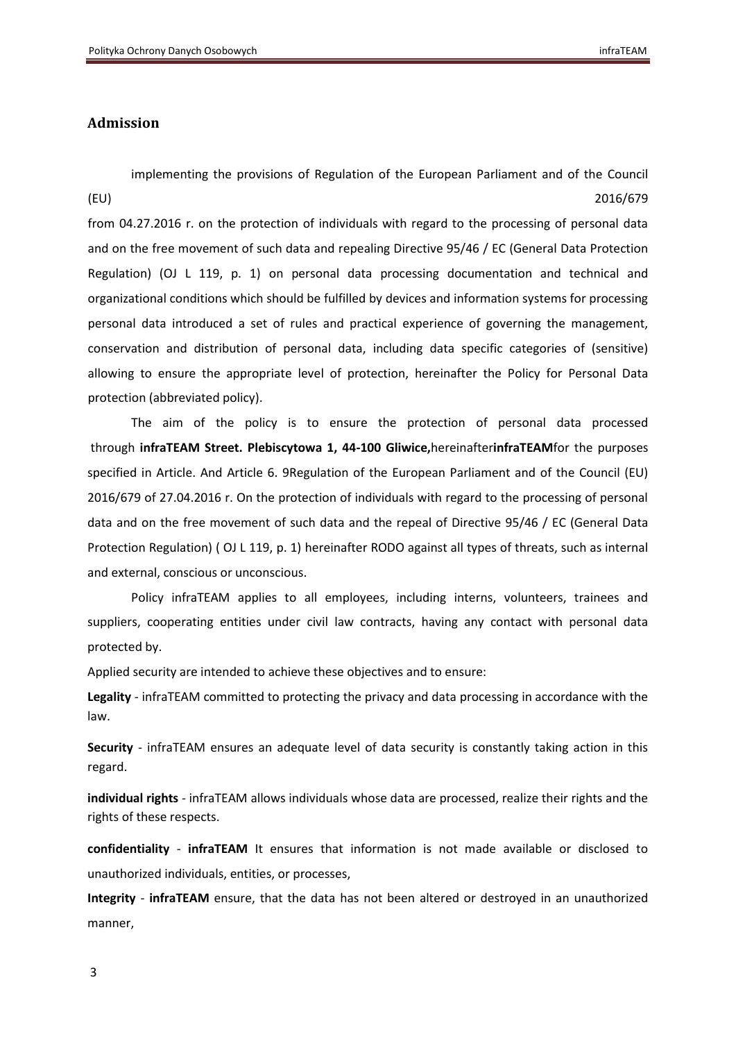## Admission

implementing the provisions of Regulation of the European Parliament and of the Council (EU) 2016/679 from 04.27.2016 r. on the protection of individuals with regard to the processing of personal data and on the free movement of such data and repealing Directive 95/46 / EC (General Data Protection Regulation) (OJ L 119, p. 1) on personal data processing documentation and technical and organizational conditions which should be fulfilled by devices and information systems for processing personal data introduced a set of rules and practical experience of governing the management, conservation and distribution of personal data, including data specific categories of (sensitive) allowing to ensure the appropriate level of protection, hereinafter the Policy for Personal Data protection (abbreviated policy).

The aim of the policy is to ensure the protection of personal data processed through **infraTEAM Street. Plebiscytowa 1, 44-100 Gliwice,**hereinafter**infraTEAM**for the purposes specified in Article. And Article 6. 9Regulation of the European Parliament and of the Council (EU) 2016/679 of 27.04.2016 r. On the protection of individuals with regard to the processing of personal data and on the free movement of such data and the repeal of Directive 95/46 / EC (General Data Protection Regulation) ( OJ L 119, p. 1) hereinafter RODO against all types of threats, such as internal and external, conscious or unconscious.

Policy infraTEAM applies to all employees, including interns, volunteers, trainees and suppliers, cooperating entities under civil law contracts, having any contact with personal data protected by.

Applied security are intended to achieve these objectives and to ensure:

**Legality** - infraTEAM committed to protecting the privacy and data processing in accordance with the law.

**Security** - infraTEAM ensures an adequate level of data security is constantly taking action in this regard.

**individual rights** - infraTEAM allows individuals whose data are processed, realize their rights and the rights of these respects.

**confidentiality** - **infraTEAM** It ensures that information is not made available or disclosed to unauthorized individuals, entities, or processes,

**Integrity** - **infraTEAM** ensure, that the data has not been altered or destroyed in an unauthorized manner,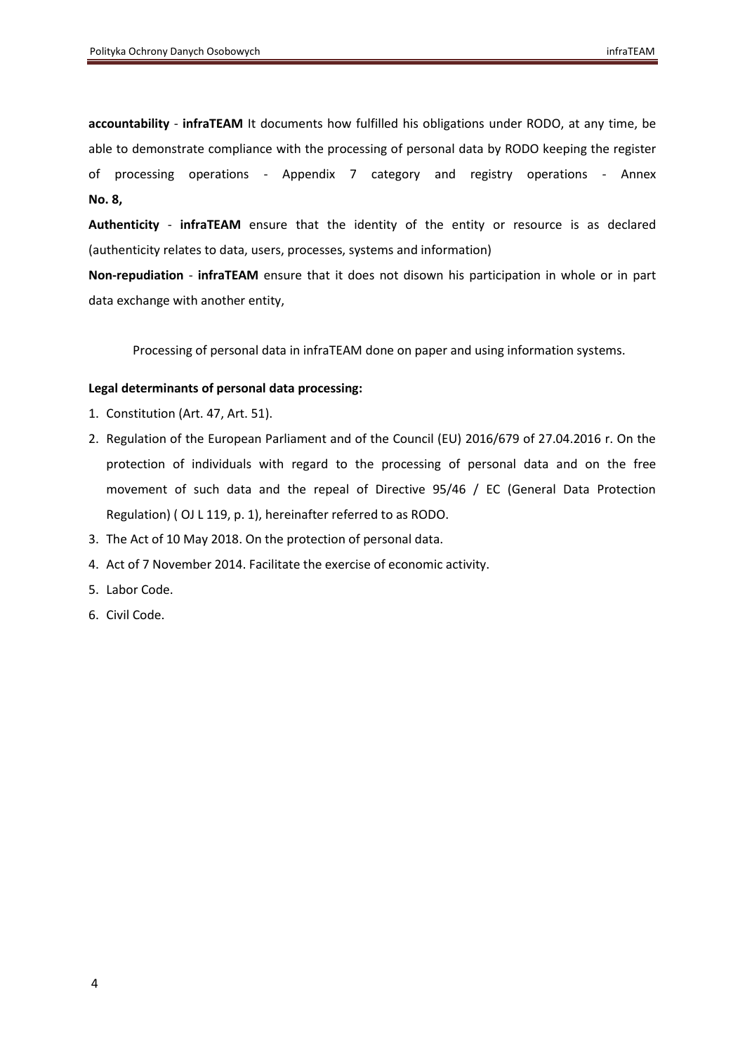**accountability** - **infraTEAM** It documents how fulfilled his obligations under RODO, at any time, be able to demonstrate compliance with the processing of personal data by RODO keeping the register of processing operations - Appendix 7 category and registry operations - Annex **No. 8,**

**Authenticity** - **infraTEAM** ensure that the identity of the entity or resource is as declared (authenticity relates to data, users, processes, systems and information)

**Non-repudiation** - **infraTEAM** ensure that it does not disown his participation in whole or in part data exchange with another entity,

Processing of personal data in infraTEAM done on paper and using information systems.

**Legal determinants of personal data processing:**

1. Constitution (Art. 47, Art. 51).
2. Regulation of the European Parliament and of the Council (EU) 2016/679 of 27.04.2016 r. On the protection of individuals with regard to the processing of personal data and on the free movement of such data and the repeal of Directive 95/46 / EC (General Data Protection Regulation) ( OJ L 119, p. 1), hereinafter referred to as RODO.
3. The Act of 10 May 2018. On the protection of personal data.
4. Act of 7 November 2014. Facilitate the exercise of economic activity.
5. Labor Code.
6. Civil Code.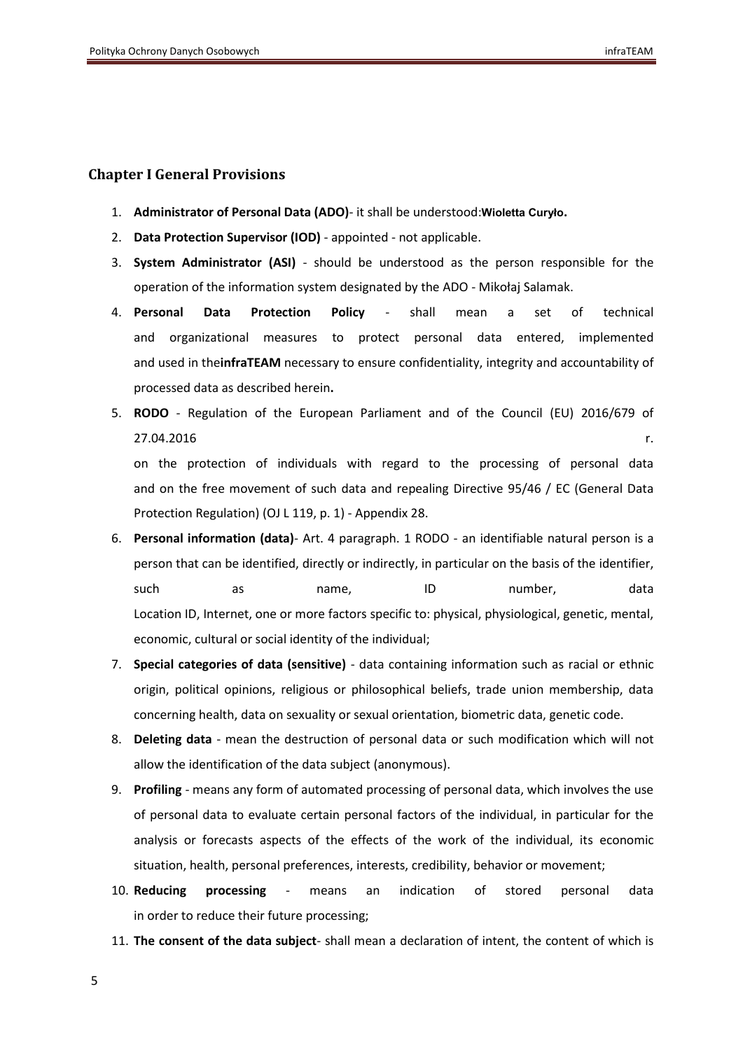## Chapter I General Provisions

1. **Administrator of Personal Data (ADO)**- it shall be understood:**Wioletta Curyło.**
2. **Data Protection Supervisor (IOD)** - appointed - not applicable.
3. **System Administrator (ASI)** - should be understood as the person responsible for the operation of the information system designated by the ADO - Mikołaj Salamak.
4. **Personal Data Protection Policy** - shall mean a set of technical and organizational measures to protect personal data entered, implemented and used in the**infraTEAM** necessary to ensure confidentiality, integrity and accountability of processed data as described herein**.**
5. **RODO** - Regulation of the European Parliament and of the Council (EU) 2016/679 of 27.04.2016 r.
   on the protection of individuals with regard to the processing of personal data and on the free movement of such data and repealing Directive 95/46 / EC (General Data Protection Regulation) (OJ L 119, p. 1) - Appendix 28.
6. **Personal information (data)**- Art. 4 paragraph. 1 RODO - an identifiable natural person is a person that can be identified, directly or indirectly, in particular on the basis of the identifier, such as name, ID number, data Location ID, Internet, one or more factors specific to: physical, physiological, genetic, mental, economic, cultural or social identity of the individual;
7. **Special categories of data (sensitive)** - data containing information such as racial or ethnic origin, political opinions, religious or philosophical beliefs, trade union membership, data concerning health, data on sexuality or sexual orientation, biometric data, genetic code.
8. **Deleting data** - mean the destruction of personal data or such modification which will not allow the identification of the data subject (anonymous).
9. **Profiling** - means any form of automated processing of personal data, which involves the use of personal data to evaluate certain personal factors of the individual, in particular for the analysis or forecasts aspects of the effects of the work of the individual, its economic situation, health, personal preferences, interests, credibility, behavior or movement;
10. **Reducing processing** - means an indication of stored personal data in order to reduce their future processing;
11. **The consent of the data subject**- shall mean a declaration of intent, the content of which is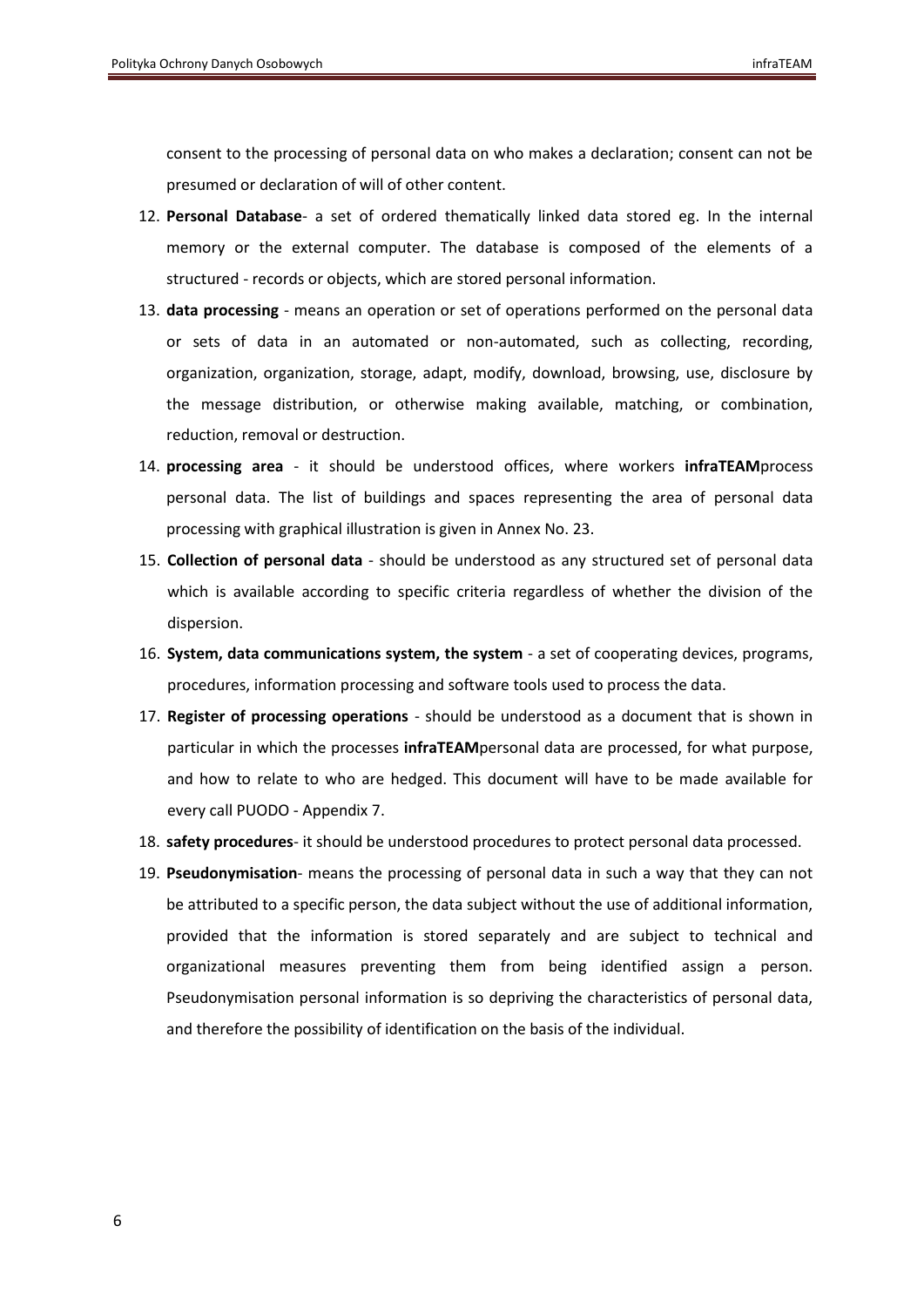consent to the processing of personal data on who makes a declaration; consent can not be presumed or declaration of will of other content.

12. **Personal Database**- a set of ordered thematically linked data stored eg. In the internal memory or the external computer. The database is composed of the elements of a structured - records or objects, which are stored personal information.
13. **data processing** - means an operation or set of operations performed on the personal data or sets of data in an automated or non-automated, such as collecting, recording, organization, organization, storage, adapt, modify, download, browsing, use, disclosure by the message distribution, or otherwise making available, matching, or combination, reduction, removal or destruction.
14. **processing area** - it should be understood offices, where workers **infraTEAM**process personal data. The list of buildings and spaces representing the area of personal data processing with graphical illustration is given in Annex No. 23.
15. **Collection of personal data** - should be understood as any structured set of personal data which is available according to specific criteria regardless of whether the division of the dispersion.
16. **System, data communications system, the system** - a set of cooperating devices, programs, procedures, information processing and software tools used to process the data.
17. **Register of processing operations** - should be understood as a document that is shown in particular in which the processes **infraTEAM**personal data are processed, for what purpose, and how to relate to who are hedged. This document will have to be made available for every call PUODO - Appendix 7.
18. **safety procedures**- it should be understood procedures to protect personal data processed.
19. **Pseudonymisation**- means the processing of personal data in such a way that they can not be attributed to a specific person, the data subject without the use of additional information, provided that the information is stored separately and are subject to technical and organizational measures preventing them from being identified assign a person. Pseudonymisation personal information is so depriving the characteristics of personal data, and therefore the possibility of identification on the basis of the individual.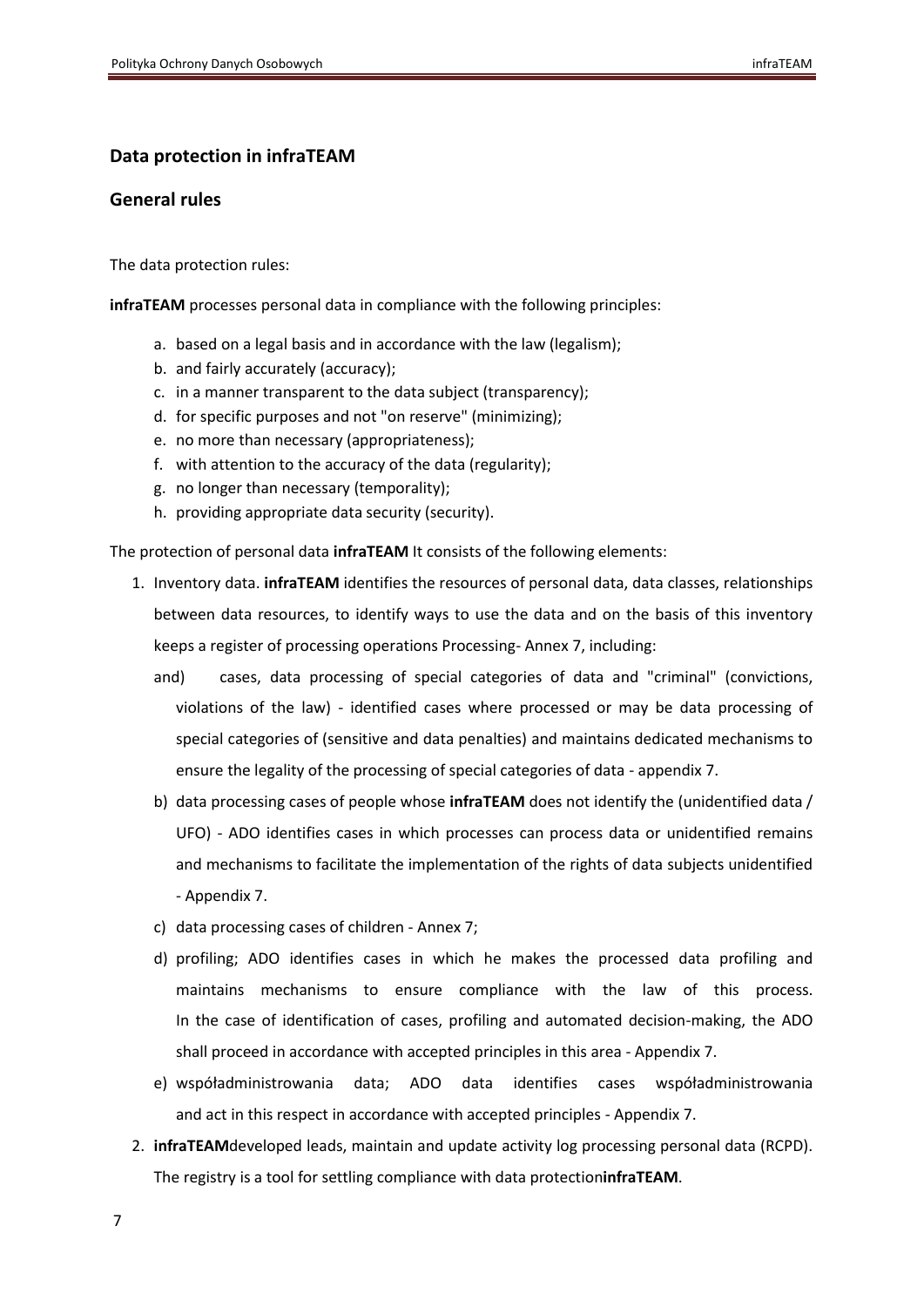## Data protection in infraTEAM

## General rules

The data protection rules:

**infraTEAM** processes personal data in compliance with the following principles:

a. based on a legal basis and in accordance with the law (legalism);
b. and fairly accurately (accuracy);
c. in a manner transparent to the data subject (transparency);
d. for specific purposes and not "on reserve" (minimizing);
e. no more than necessary (appropriateness);
f. with attention to the accuracy of the data (regularity);
g. no longer than necessary (temporality);
h. providing appropriate data security (security).

The protection of personal data **infraTEAM** It consists of the following elements:

1. Inventory data. **infraTEAM** identifies the resources of personal data, data classes, relationships between data resources, to identify ways to use the data and on the basis of this inventory keeps a register of processing operations Processing- Annex 7, including:
   and) cases, data processing of special categories of data and "criminal" (convictions, violations of the law) - identified cases where processed or may be data processing of special categories of (sensitive and data penalties) and maintains dedicated mechanisms to ensure the legality of the processing of special categories of data - appendix 7.
   b) data processing cases of people whose **infraTEAM** does not identify the (unidentified data / UFO) - ADO identifies cases in which processes can process data or unidentified remains and mechanisms to facilitate the implementation of the rights of data subjects unidentified - Appendix 7.
   c) data processing cases of children - Annex 7;
   d) profiling; ADO identifies cases in which he makes the processed data profiling and maintains mechanisms to ensure compliance with the law of this process. In the case of identification of cases, profiling and automated decision-making, the ADO shall proceed in accordance with accepted principles in this area - Appendix 7.
   e) współadministrowania data; ADO data identifies cases współadministrowania and act in this respect in accordance with accepted principles - Appendix 7.
2. **infraTEAM**developed leads, maintain and update activity log processing personal data (RCPD). The registry is a tool for settling compliance with data protection**infraTEAM**.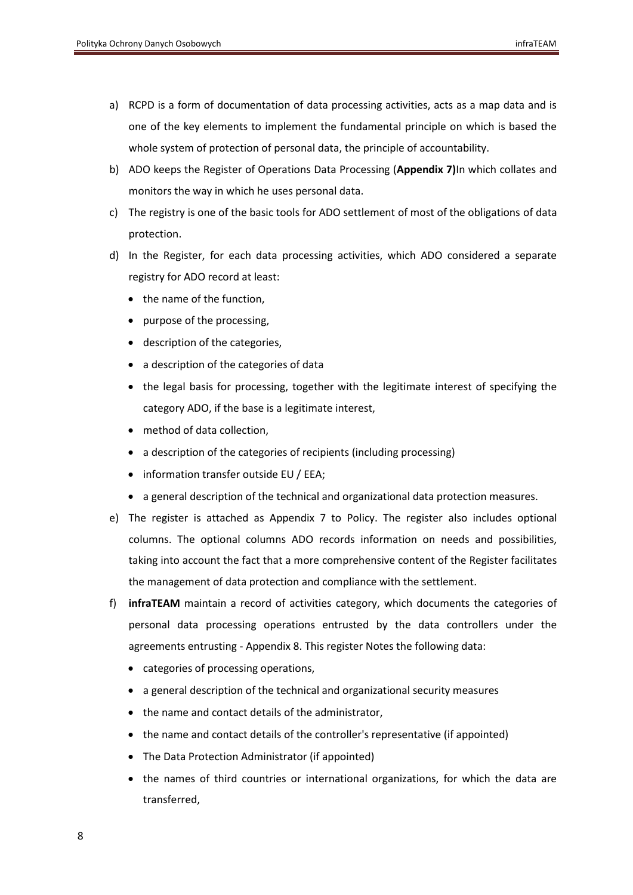a) RCPD is a form of documentation of data processing activities, acts as a map data and is one of the key elements to implement the fundamental principle on which is based the whole system of protection of personal data, the principle of accountability.

b) ADO keeps the Register of Operations Data Processing (**Appendix 7)**In which collates and monitors the way in which he uses personal data.

c) The registry is one of the basic tools for ADO settlement of most of the obligations of data protection.

d) In the Register, for each data processing activities, which ADO considered a separate registry for ADO record at least:

- the name of the function,
- purpose of the processing,
- description of the categories,
- a description of the categories of data
- the legal basis for processing, together with the legitimate interest of specifying the category ADO, if the base is a legitimate interest,
- method of data collection,
- a description of the categories of recipients (including processing)
- information transfer outside EU / EEA;
- a general description of the technical and organizational data protection measures.

e) The register is attached as Appendix 7 to Policy. The register also includes optional columns. The optional columns ADO records information on needs and possibilities, taking into account the fact that a more comprehensive content of the Register facilitates the management of data protection and compliance with the settlement.

f) **infraTEAM** maintain a record of activities category, which documents the categories of personal data processing operations entrusted by the data controllers under the agreements entrusting - Appendix 8. This register Notes the following data:

- categories of processing operations,
- a general description of the technical and organizational security measures
- the name and contact details of the administrator,
- the name and contact details of the controller's representative (if appointed)
- The Data Protection Administrator (if appointed)
- the names of third countries or international organizations, for which the data are transferred,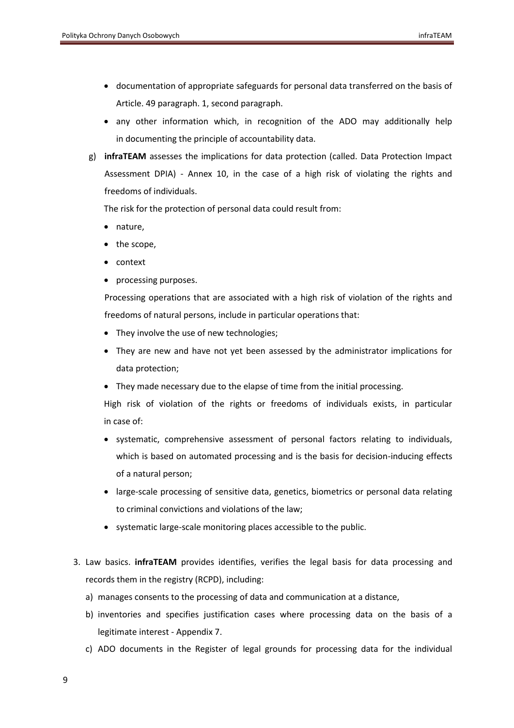- documentation of appropriate safeguards for personal data transferred on the basis of Article. 49 paragraph. 1, second paragraph.
- any other information which, in recognition of the ADO may additionally help in documenting the principle of accountability data.

g) **infraTEAM** assesses the implications for data protection (called. Data Protection Impact Assessment DPIA) - Annex 10, in the case of a high risk of violating the rights and freedoms of individuals.

The risk for the protection of personal data could result from:

- nature,
- the scope,
- context
- processing purposes.

Processing operations that are associated with a high risk of violation of the rights and freedoms of natural persons, include in particular operations that:

- They involve the use of new technologies;
- They are new and have not yet been assessed by the administrator implications for data protection;
- They made necessary due to the elapse of time from the initial processing.

High risk of violation of the rights or freedoms of individuals exists, in particular in case of:

- systematic, comprehensive assessment of personal factors relating to individuals, which is based on automated processing and is the basis for decision-inducing effects of a natural person;
- large-scale processing of sensitive data, genetics, biometrics or personal data relating to criminal convictions and violations of the law;
- systematic large-scale monitoring places accessible to the public.

3. Law basics. **infraTEAM** provides identifies, verifies the legal basis for data processing and records them in the registry (RCPD), including:
   a) manages consents to the processing of data and communication at a distance,
   b) inventories and specifies justification cases where processing data on the basis of a legitimate interest - Appendix 7.
   c) ADO documents in the Register of legal grounds for processing data for the individual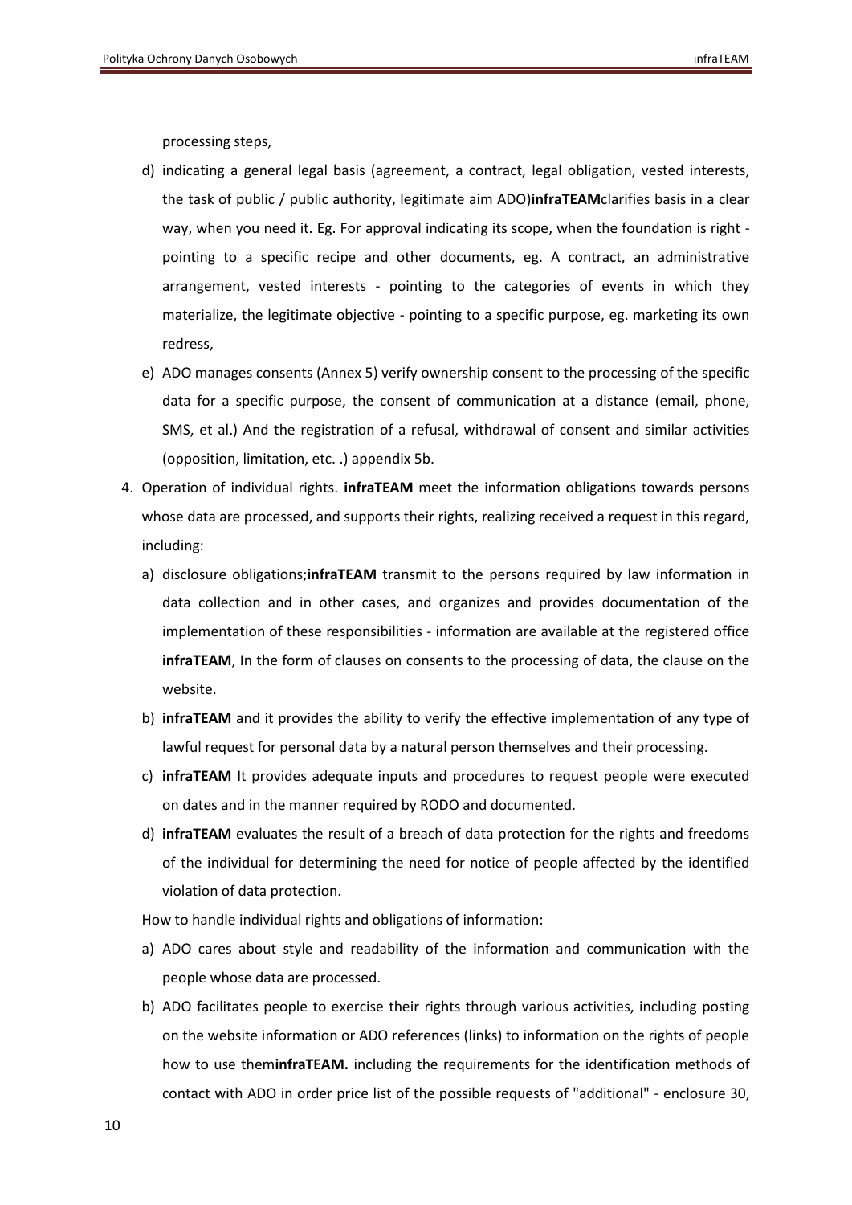processing steps,

d) indicating a general legal basis (agreement, a contract, legal obligation, vested interests, the task of public / public authority, legitimate aim ADO)**infraTEAM**clarifies basis in a clear way, when you need it. Eg. For approval indicating its scope, when the foundation is right - pointing to a specific recipe and other documents, eg. A contract, an administrative arrangement, vested interests - pointing to the categories of events in which they materialize, the legitimate objective - pointing to a specific purpose, eg. marketing its own redress,

e) ADO manages consents (Annex 5) verify ownership consent to the processing of the specific data for a specific purpose, the consent of communication at a distance (email, phone, SMS, et al.) And the registration of a refusal, withdrawal of consent and similar activities (opposition, limitation, etc. .) appendix 5b.

4. Operation of individual rights. **infraTEAM** meet the information obligations towards persons whose data are processed, and supports their rights, realizing received a request in this regard, including:

   a) disclosure obligations;**infraTEAM** transmit to the persons required by law information in data collection and in other cases, and organizes and provides documentation of the implementation of these responsibilities - information are available at the registered office **infraTEAM**, In the form of clauses on consents to the processing of data, the clause on the website.

   b) **infraTEAM** and it provides the ability to verify the effective implementation of any type of lawful request for personal data by a natural person themselves and their processing.

   c) **infraTEAM** It provides adequate inputs and procedures to request people were executed on dates and in the manner required by RODO and documented.

   d) **infraTEAM** evaluates the result of a breach of data protection for the rights and freedoms of the individual for determining the need for notice of people affected by the identified violation of data protection.

   How to handle individual rights and obligations of information:

   a) ADO cares about style and readability of the information and communication with the people whose data are processed.

   b) ADO facilitates people to exercise their rights through various activities, including posting on the website information or ADO references (links) to information on the rights of people how to use them**infraTEAM.** including the requirements for the identification methods of contact with ADO in order price list of the possible requests of "additional" - enclosure 30,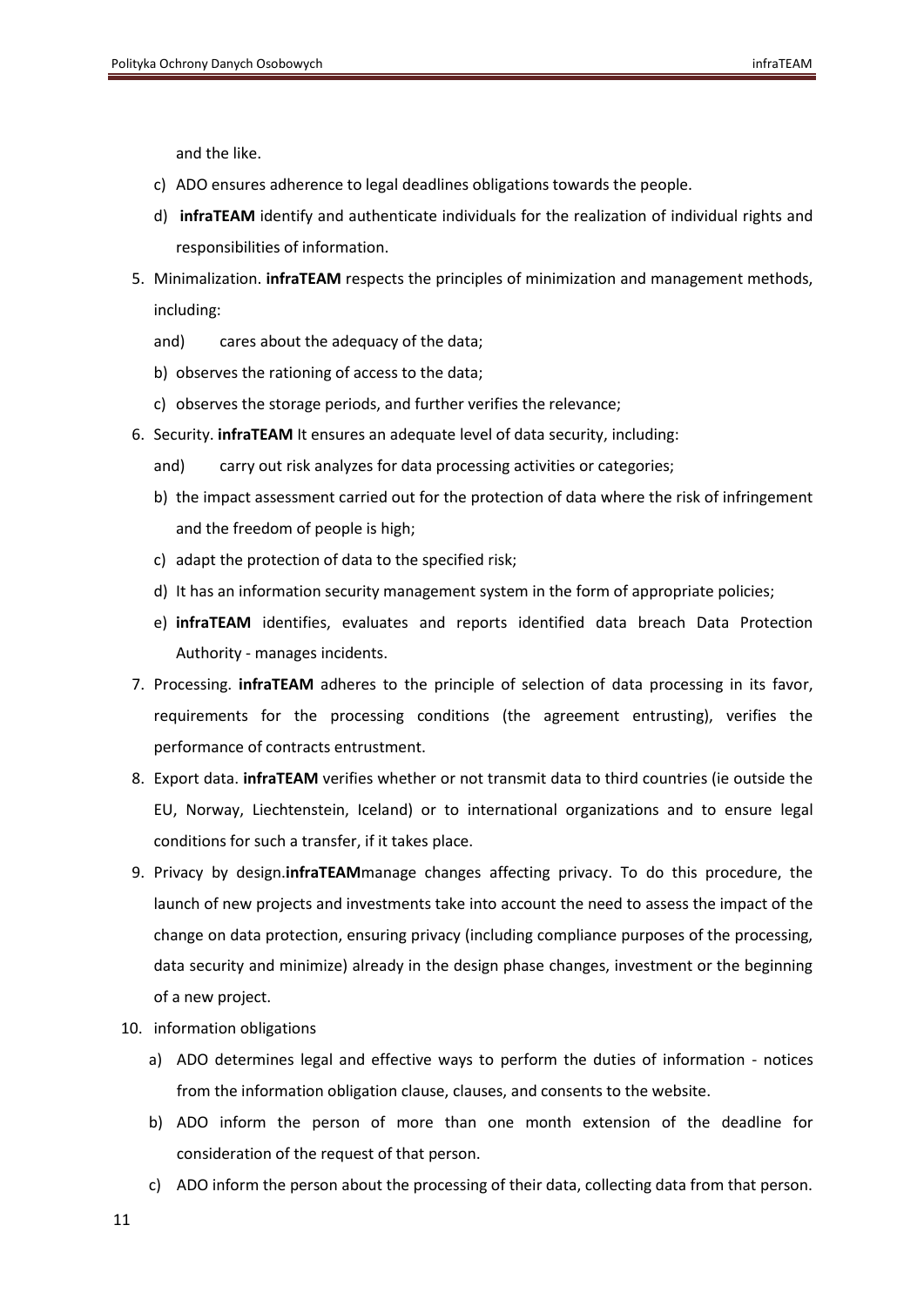and the like.

c) ADO ensures adherence to legal deadlines obligations towards the people.

d) **infraTEAM** identify and authenticate individuals for the realization of individual rights and responsibilities of information.

5. Minimalization. **infraTEAM** respects the principles of minimization and management methods, including:
   and) cares about the adequacy of the data;
   b) observes the rationing of access to the data;
   c) observes the storage periods, and further verifies the relevance;
6. Security. **infraTEAM** It ensures an adequate level of data security, including:
   and) carry out risk analyzes for data processing activities or categories;
   b) the impact assessment carried out for the protection of data where the risk of infringement and the freedom of people is high;
   c) adapt the protection of data to the specified risk;
   d) It has an information security management system in the form of appropriate policies;
   e) **infraTEAM** identifies, evaluates and reports identified data breach Data Protection Authority - manages incidents.
7. Processing. **infraTEAM** adheres to the principle of selection of data processing in its favor, requirements for the processing conditions (the agreement entrusting), verifies the performance of contracts entrustment.
8. Export data. **infraTEAM** verifies whether or not transmit data to third countries (ie outside the EU, Norway, Liechtenstein, Iceland) or to international organizations and to ensure legal conditions for such a transfer, if it takes place.
9. Privacy by design.**infraTEAM**manage changes affecting privacy. To do this procedure, the launch of new projects and investments take into account the need to assess the impact of the change on data protection, ensuring privacy (including compliance purposes of the processing, data security and minimize) already in the design phase changes, investment or the beginning of a new project.
10. information obligations
    a) ADO determines legal and effective ways to perform the duties of information - notices from the information obligation clause, clauses, and consents to the website.
    b) ADO inform the person of more than one month extension of the deadline for consideration of the request of that person.
    c) ADO inform the person about the processing of their data, collecting data from that person.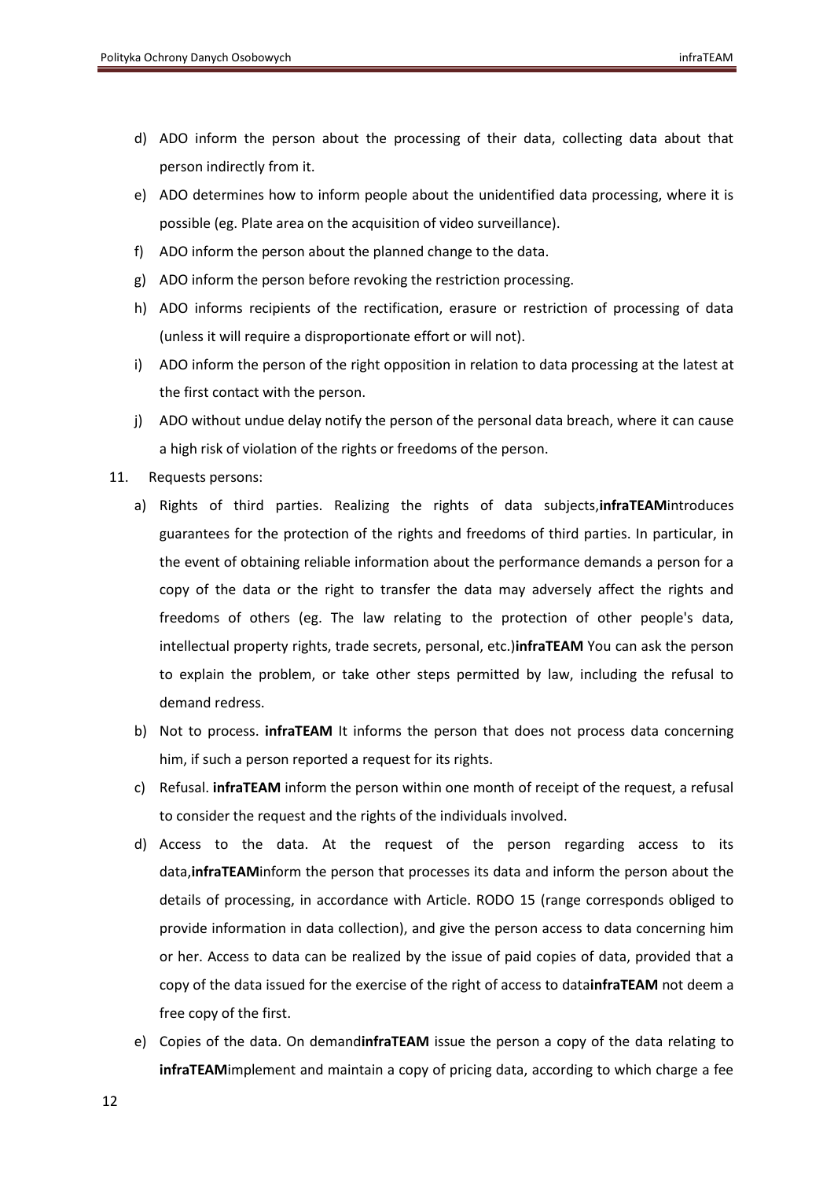d) ADO inform the person about the processing of their data, collecting data about that person indirectly from it.
e) ADO determines how to inform people about the unidentified data processing, where it is possible (eg. Plate area on the acquisition of video surveillance).
f) ADO inform the person about the planned change to the data.
g) ADO inform the person before revoking the restriction processing.
h) ADO informs recipients of the rectification, erasure or restriction of processing of data (unless it will require a disproportionate effort or will not).
i) ADO inform the person of the right opposition in relation to data processing at the latest at the first contact with the person.
j) ADO without undue delay notify the person of the personal data breach, where it can cause a high risk of violation of the rights or freedoms of the person.

11. Requests persons:
    a) Rights of third parties. Realizing the rights of data subjects,**infraTEAM**introduces guarantees for the protection of the rights and freedoms of third parties. In particular, in the event of obtaining reliable information about the performance demands a person for a copy of the data or the right to transfer the data may adversely affect the rights and freedoms of others (eg. The law relating to the protection of other people's data, intellectual property rights, trade secrets, personal, etc.)**infraTEAM** You can ask the person to explain the problem, or take other steps permitted by law, including the refusal to demand redress.
    b) Not to process. **infraTEAM** It informs the person that does not process data concerning him, if such a person reported a request for its rights.
    c) Refusal. **infraTEAM** inform the person within one month of receipt of the request, a refusal to consider the request and the rights of the individuals involved.
    d) Access to the data. At the request of the person regarding access to its data,**infraTEAM**inform the person that processes its data and inform the person about the details of processing, in accordance with Article. RODO 15 (range corresponds obliged to provide information in data collection), and give the person access to data concerning him or her. Access to data can be realized by the issue of paid copies of data, provided that a copy of the data issued for the exercise of the right of access to data**infraTEAM** not deem a free copy of the first.
    e) Copies of the data. On demand**infraTEAM** issue the person a copy of the data relating to **infraTEAM**implement and maintain a copy of pricing data, according to which charge a fee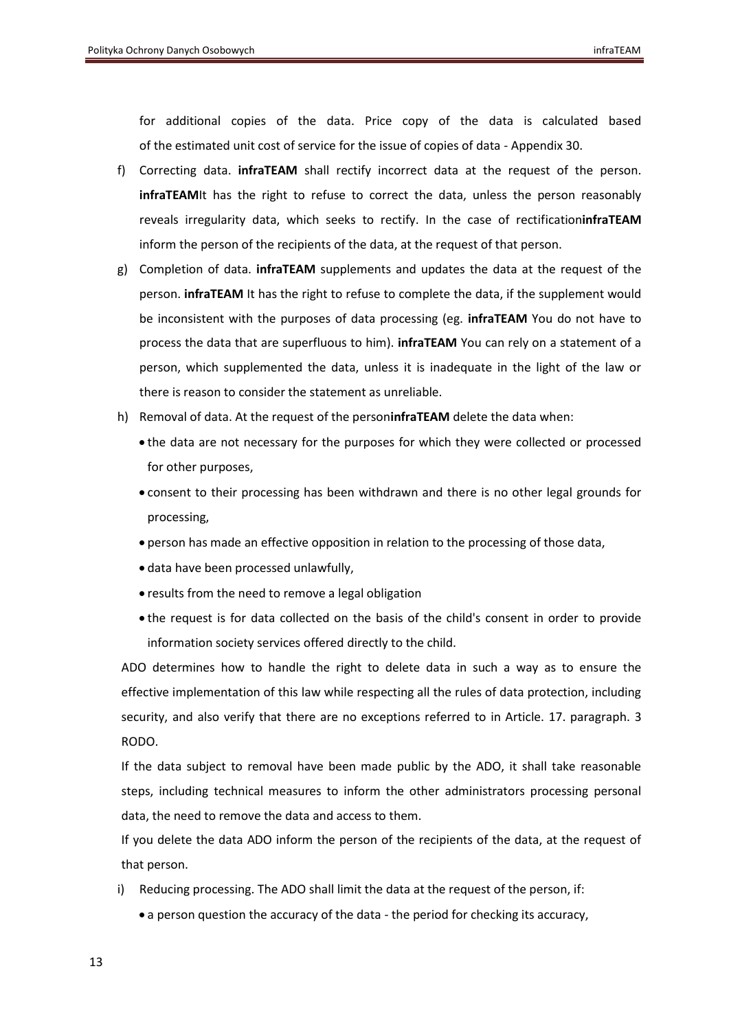for additional copies of the data. Price copy of the data is calculated based of the estimated unit cost of service for the issue of copies of data - Appendix 30.

f) Correcting data. **infraTEAM** shall rectify incorrect data at the request of the person. **infraTEAM**It has the right to refuse to correct the data, unless the person reasonably reveals irregularity data, which seeks to rectify. In the case of rectification**infraTEAM** inform the person of the recipients of the data, at the request of that person.

g) Completion of data. **infraTEAM** supplements and updates the data at the request of the person. **infraTEAM** It has the right to refuse to complete the data, if the supplement would be inconsistent with the purposes of data processing (eg. **infraTEAM** You do not have to process the data that are superfluous to him). **infraTEAM** You can rely on a statement of a person, which supplemented the data, unless it is inadequate in the light of the law or there is reason to consider the statement as unreliable.

h) Removal of data. At the request of the person**infraTEAM** delete the data when:

   - the data are not necessary for the purposes for which they were collected or processed for other purposes,
   - consent to their processing has been withdrawn and there is no other legal grounds for processing,
   - person has made an effective opposition in relation to the processing of those data,
   - data have been processed unlawfully,
   - results from the need to remove a legal obligation
   - the request is for data collected on the basis of the child's consent in order to provide information society services offered directly to the child.

   ADO determines how to handle the right to delete data in such a way as to ensure the effective implementation of this law while respecting all the rules of data protection, including security, and also verify that there are no exceptions referred to in Article. 17. paragraph. 3 RODO.

   If the data subject to removal have been made public by the ADO, it shall take reasonable steps, including technical measures to inform the other administrators processing personal data, the need to remove the data and access to them.

   If you delete the data ADO inform the person of the recipients of the data, at the request of that person.

i) Reducing processing. The ADO shall limit the data at the request of the person, if:

   - a person question the accuracy of the data - the period for checking its accuracy,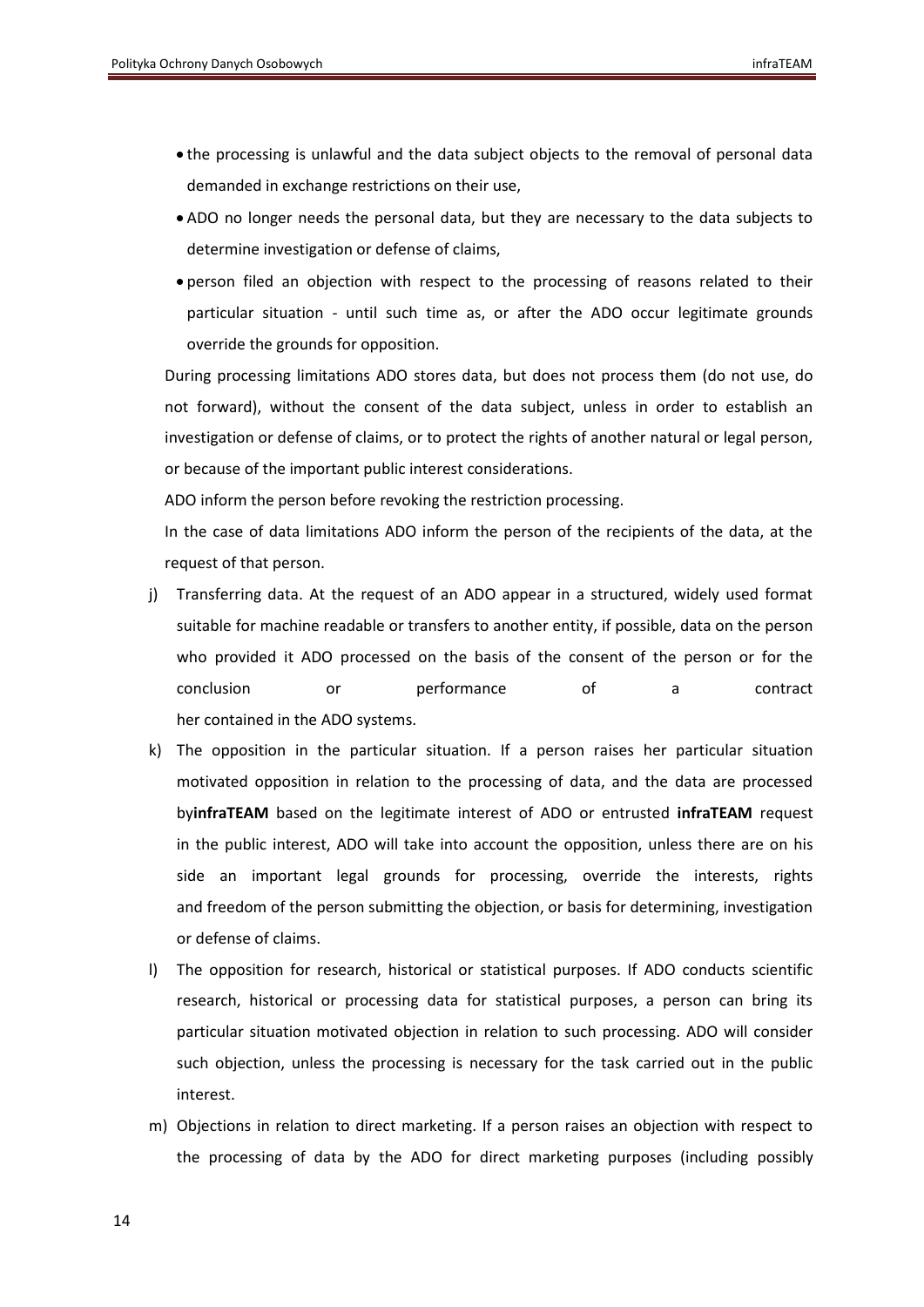- the processing is unlawful and the data subject objects to the removal of personal data demanded in exchange restrictions on their use,
- ADO no longer needs the personal data, but they are necessary to the data subjects to determine investigation or defense of claims,
- person filed an objection with respect to the processing of reasons related to their particular situation - until such time as, or after the ADO occur legitimate grounds override the grounds for opposition.

During processing limitations ADO stores data, but does not process them (do not use, do not forward), without the consent of the data subject, unless in order to establish an investigation or defense of claims, or to protect the rights of another natural or legal person, or because of the important public interest considerations.

ADO inform the person before revoking the restriction processing.

In the case of data limitations ADO inform the person of the recipients of the data, at the request of that person.

j) Transferring data. At the request of an ADO appear in a structured, widely used format suitable for machine readable or transfers to another entity, if possible, data on the person who provided it ADO processed on the basis of the consent of the person or for the conclusion or performance of a contract her contained in the ADO systems.

k) The opposition in the particular situation. If a person raises her particular situation motivated opposition in relation to the processing of data, and the data are processed by**infraTEAM** based on the legitimate interest of ADO or entrusted **infraTEAM** request in the public interest, ADO will take into account the opposition, unless there are on his side an important legal grounds for processing, override the interests, rights and freedom of the person submitting the objection, or basis for determining, investigation or defense of claims.

l) The opposition for research, historical or statistical purposes. If ADO conducts scientific research, historical or processing data for statistical purposes, a person can bring its particular situation motivated objection in relation to such processing. ADO will consider such objection, unless the processing is necessary for the task carried out in the public interest.

m) Objections in relation to direct marketing. If a person raises an objection with respect to the processing of data by the ADO for direct marketing purposes (including possibly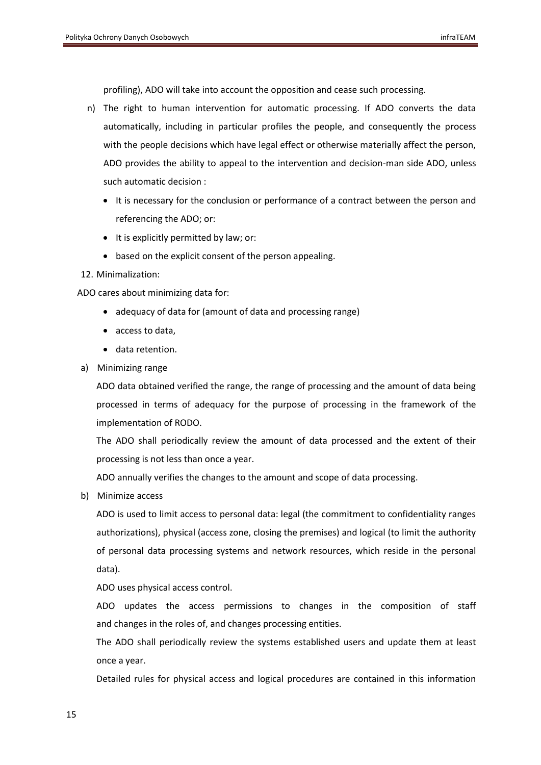profiling), ADO will take into account the opposition and cease such processing.

n) The right to human intervention for automatic processing. If ADO converts the data automatically, including in particular profiles the people, and consequently the process with the people decisions which have legal effect or otherwise materially affect the person, ADO provides the ability to appeal to the intervention and decision-man side ADO, unless such automatic decision :

- It is necessary for the conclusion or performance of a contract between the person and referencing the ADO; or:
- It is explicitly permitted by law; or:
- based on the explicit consent of the person appealing.

12. Minimalization:

ADO cares about minimizing data for:

- adequacy of data for (amount of data and processing range)
- access to data,
- data retention.

a) Minimizing range

ADO data obtained verified the range, the range of processing and the amount of data being processed in terms of adequacy for the purpose of processing in the framework of the implementation of RODO.

The ADO shall periodically review the amount of data processed and the extent of their processing is not less than once a year.

ADO annually verifies the changes to the amount and scope of data processing.

b) Minimize access

ADO is used to limit access to personal data: legal (the commitment to confidentiality ranges authorizations), physical (access zone, closing the premises) and logical (to limit the authority of personal data processing systems and network resources, which reside in the personal data).

ADO uses physical access control.

ADO updates the access permissions to changes in the composition of staff and changes in the roles of, and changes processing entities.

The ADO shall periodically review the systems established users and update them at least once a year.

Detailed rules for physical access and logical procedures are contained in this information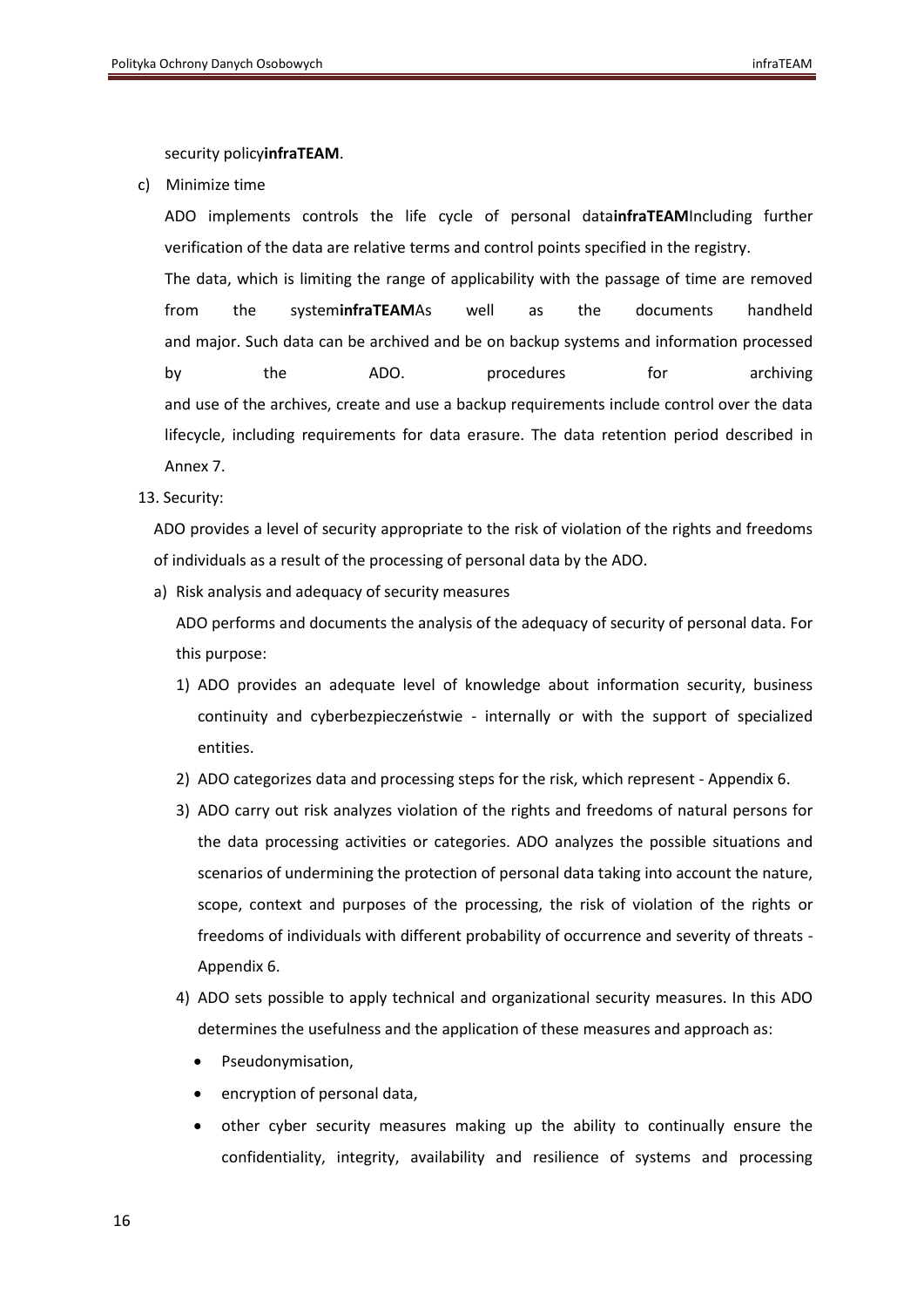security policy**infraTEAM**.

c) Minimize time

ADO implements controls the life cycle of personal data**infraTEAM**Including further verification of the data are relative terms and control points specified in the registry.

The data, which is limiting the range of applicability with the passage of time are removed from the system**infraTEAM**As well as the documents handheld and major. Such data can be archived and be on backup systems and information processed by the ADO. procedures for archiving and use of the archives, create and use a backup requirements include control over the data lifecycle, including requirements for data erasure. The data retention period described in Annex 7.

13. Security:

ADO provides a level of security appropriate to the risk of violation of the rights and freedoms of individuals as a result of the processing of personal data by the ADO.

a) Risk analysis and adequacy of security measures

ADO performs and documents the analysis of the adequacy of security of personal data. For this purpose:

1) ADO provides an adequate level of knowledge about information security, business continuity and cyberbezpieczeństwie - internally or with the support of specialized entities.
2) ADO categorizes data and processing steps for the risk, which represent - Appendix 6.
3) ADO carry out risk analyzes violation of the rights and freedoms of natural persons for the data processing activities or categories. ADO analyzes the possible situations and scenarios of undermining the protection of personal data taking into account the nature, scope, context and purposes of the processing, the risk of violation of the rights or freedoms of individuals with different probability of occurrence and severity of threats - Appendix 6.
4) ADO sets possible to apply technical and organizational security measures. In this ADO determines the usefulness and the application of these measures and approach as:
   - Pseudonymisation,
   - encryption of personal data,
   - other cyber security measures making up the ability to continually ensure the confidentiality, integrity, availability and resilience of systems and processing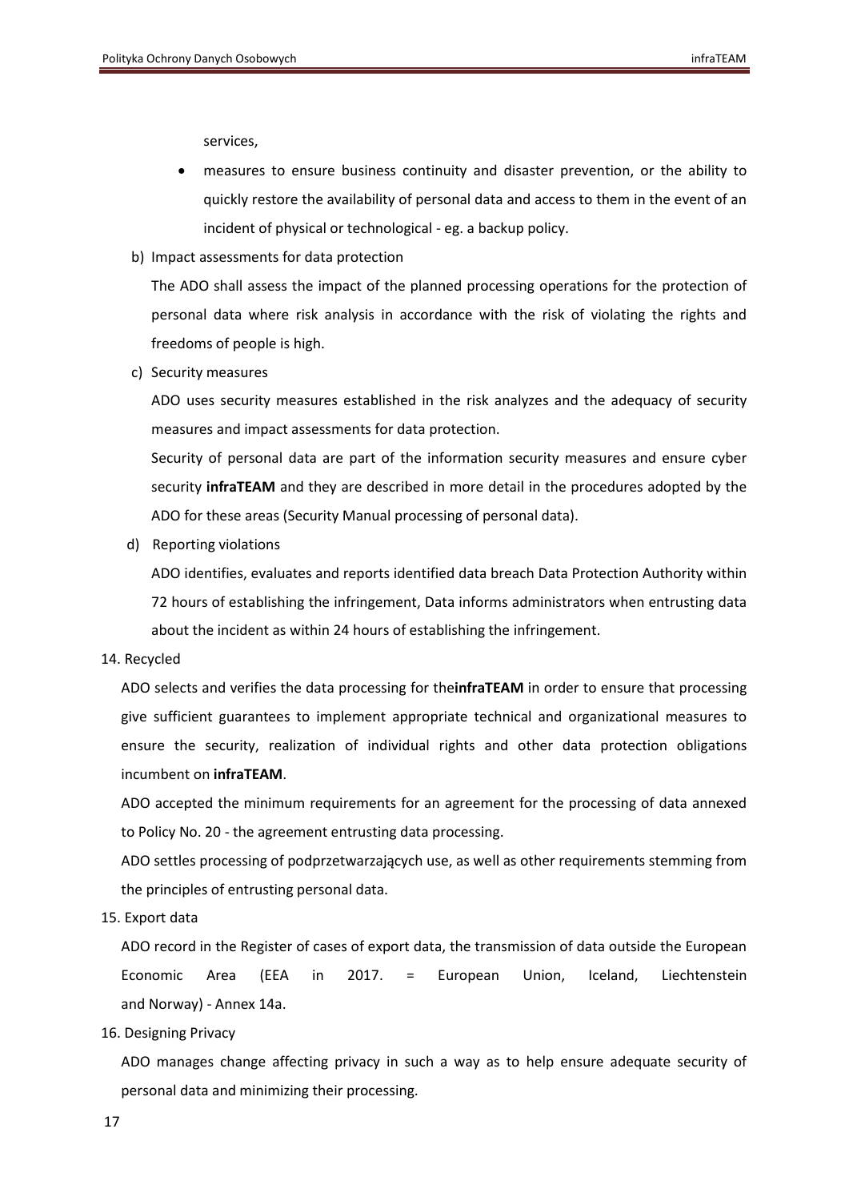services,

- measures to ensure business continuity and disaster prevention, or the ability to quickly restore the availability of personal data and access to them in the event of an incident of physical or technological - eg. a backup policy.

b) Impact assessments for data protection

The ADO shall assess the impact of the planned processing operations for the protection of personal data where risk analysis in accordance with the risk of violating the rights and freedoms of people is high.

c) Security measures

ADO uses security measures established in the risk analyzes and the adequacy of security measures and impact assessments for data protection.

Security of personal data are part of the information security measures and ensure cyber security **infraTEAM** and they are described in more detail in the procedures adopted by the ADO for these areas (Security Manual processing of personal data).

d) Reporting violations

ADO identifies, evaluates and reports identified data breach Data Protection Authority within 72 hours of establishing the infringement, Data informs administrators when entrusting data about the incident as within 24 hours of establishing the infringement.

14. Recycled

ADO selects and verifies the data processing for the**infraTEAM** in order to ensure that processing give sufficient guarantees to implement appropriate technical and organizational measures to ensure the security, realization of individual rights and other data protection obligations incumbent on **infraTEAM**.

ADO accepted the minimum requirements for an agreement for the processing of data annexed to Policy No. 20 - the agreement entrusting data processing.

ADO settles processing of podprzetwarzających use, as well as other requirements stemming from the principles of entrusting personal data.

15. Export data

ADO record in the Register of cases of export data, the transmission of data outside the European Economic Area (EEA in 2017. = European Union, Iceland, Liechtenstein and Norway) - Annex 14a.

16. Designing Privacy

ADO manages change affecting privacy in such a way as to help ensure adequate security of personal data and minimizing their processing.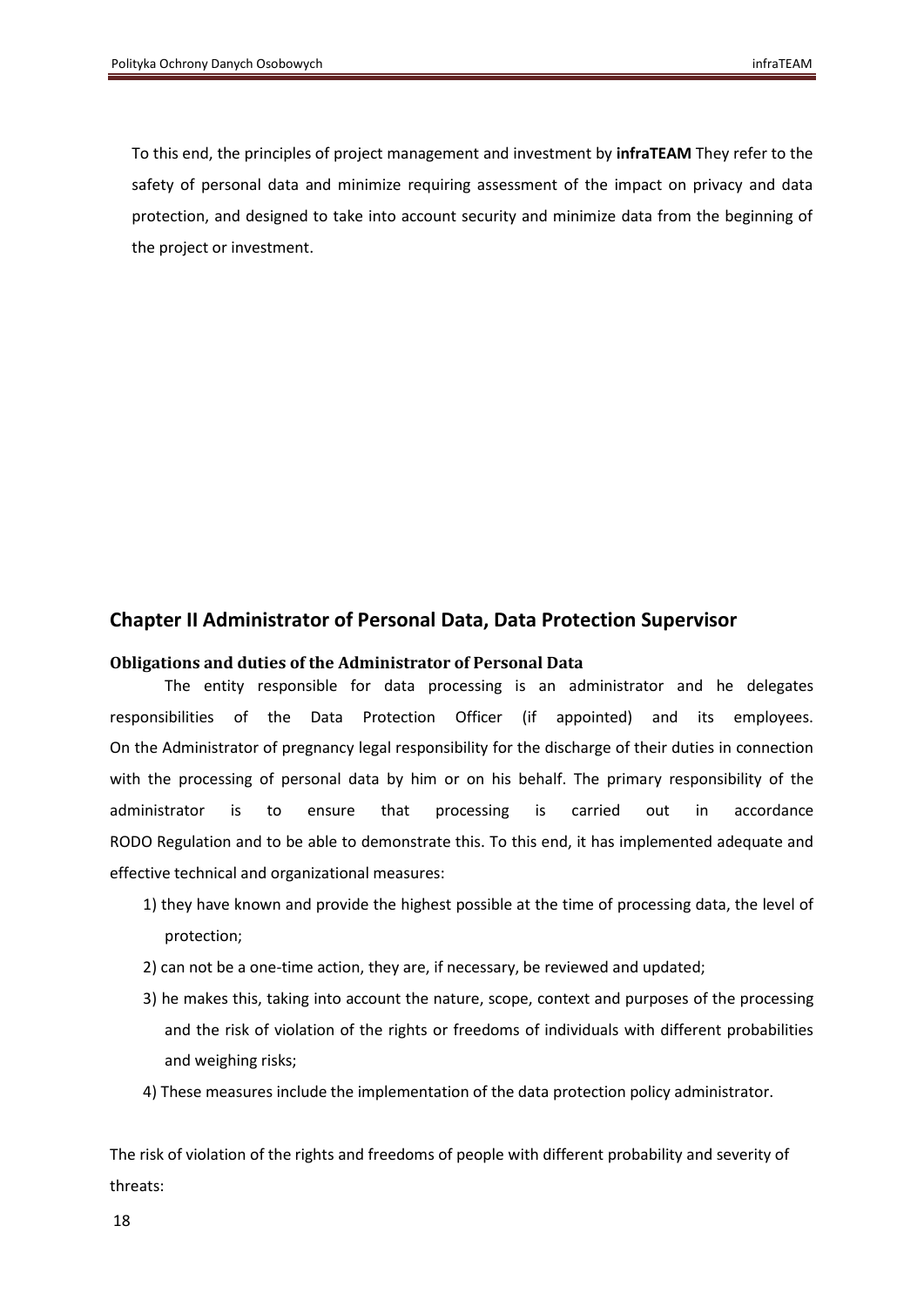To this end, the principles of project management and investment by **infraTEAM** They refer to the safety of personal data and minimize requiring assessment of the impact on privacy and data protection, and designed to take into account security and minimize data from the beginning of the project or investment.

## Chapter II Administrator of Personal Data, Data Protection Supervisor

### Obligations and duties of the Administrator of Personal Data

The entity responsible for data processing is an administrator and he delegates responsibilities of the Data Protection Officer (if appointed) and its employees. On the Administrator of pregnancy legal responsibility for the discharge of their duties in connection with the processing of personal data by him or on his behalf. The primary responsibility of the administrator is to ensure that processing is carried out in accordance RODO Regulation and to be able to demonstrate this. To this end, it has implemented adequate and effective technical and organizational measures:

1) they have known and provide the highest possible at the time of processing data, the level of protection;
2) can not be a one-time action, they are, if necessary, be reviewed and updated;
3) he makes this, taking into account the nature, scope, context and purposes of the processing and the risk of violation of the rights or freedoms of individuals with different probabilities and weighing risks;
4) These measures include the implementation of the data protection policy administrator.

The risk of violation of the rights and freedoms of people with different probability and severity of threats: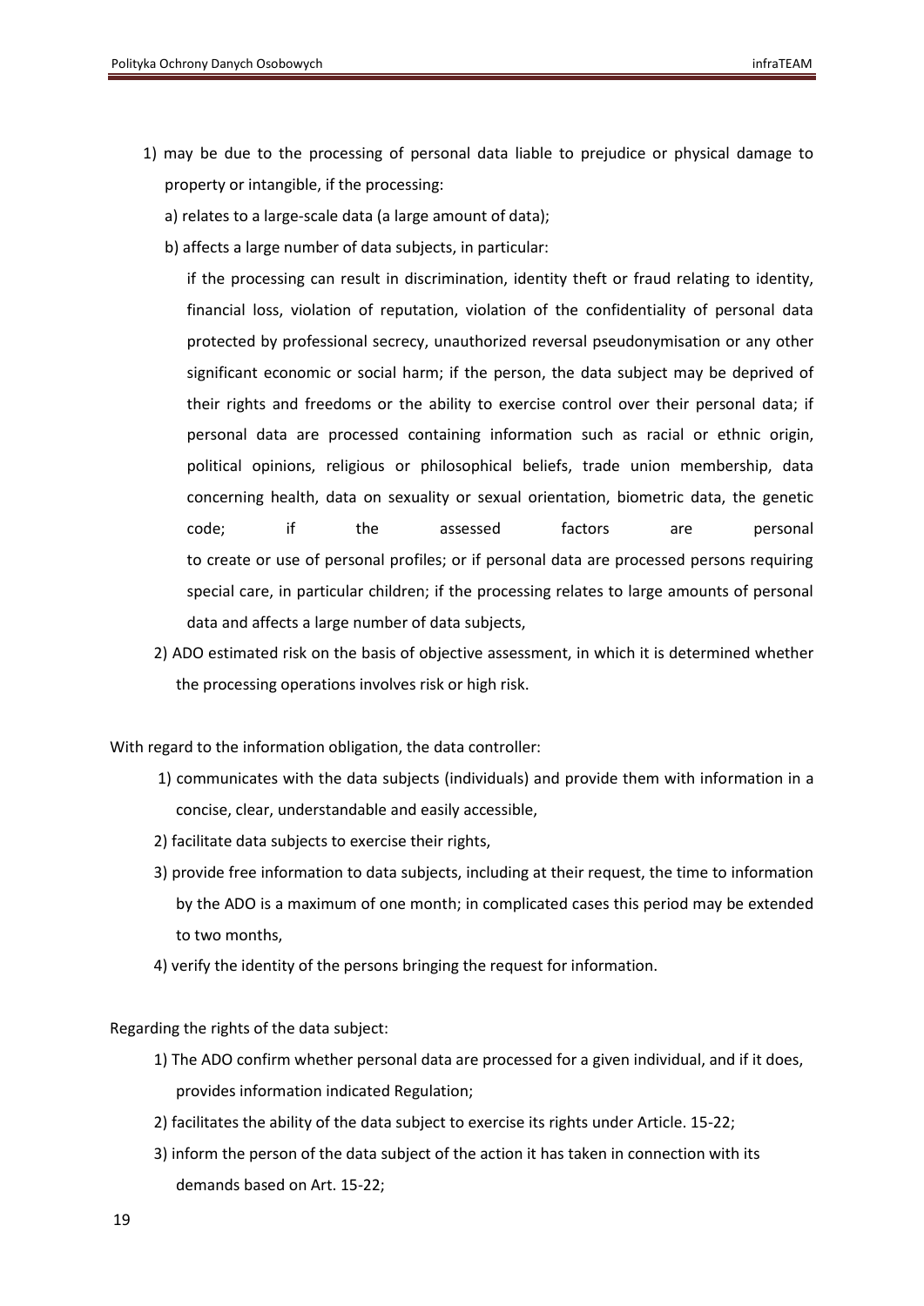1) may be due to the processing of personal data liable to prejudice or physical damage to property or intangible, if the processing:

   a) relates to a large-scale data (a large amount of data);

   b) affects a large number of data subjects, in particular:

   if the processing can result in discrimination, identity theft or fraud relating to identity, financial loss, violation of reputation, violation of the confidentiality of personal data protected by professional secrecy, unauthorized reversal pseudonymisation or any other significant economic or social harm; if the person, the data subject may be deprived of their rights and freedoms or the ability to exercise control over their personal data; if personal data are processed containing information such as racial or ethnic origin, political opinions, religious or philosophical beliefs, trade union membership, data concerning health, data on sexuality or sexual orientation, biometric data, the genetic code; if the assessed factors are personal to create or use of personal profiles; or if personal data are processed persons requiring special care, in particular children; if the processing relates to large amounts of personal data and affects a large number of data subjects,

2) ADO estimated risk on the basis of objective assessment, in which it is determined whether the processing operations involves risk or high risk.

With regard to the information obligation, the data controller:

1) communicates with the data subjects (individuals) and provide them with information in a concise, clear, understandable and easily accessible,
2) facilitate data subjects to exercise their rights,
3) provide free information to data subjects, including at their request, the time to information by the ADO is a maximum of one month; in complicated cases this period may be extended to two months,
4) verify the identity of the persons bringing the request for information.

Regarding the rights of the data subject:

1) The ADO confirm whether personal data are processed for a given individual, and if it does, provides information indicated Regulation;
2) facilitates the ability of the data subject to exercise its rights under Article. 15-22;
3) inform the person of the data subject of the action it has taken in connection with its demands based on Art. 15-22;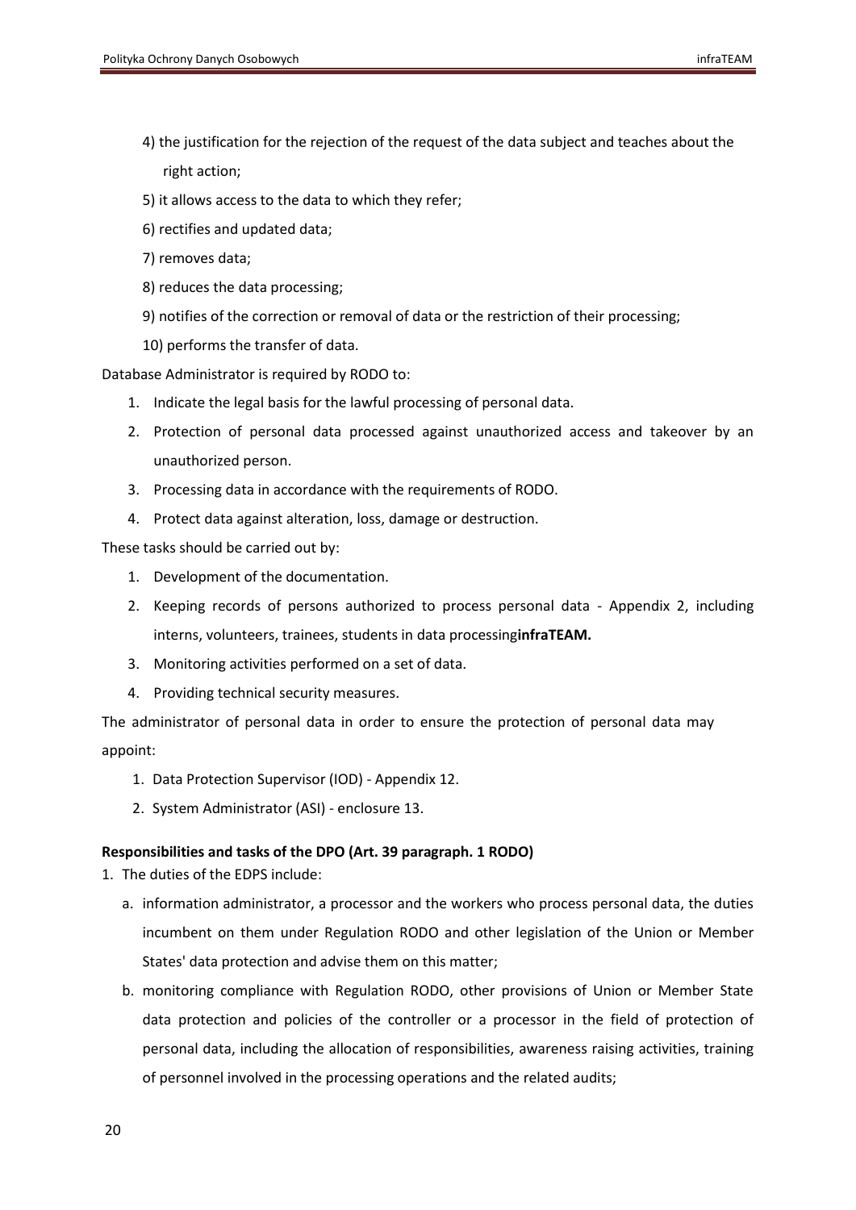4) the justification for the rejection of the request of the data subject and teaches about the right action;
5) it allows access to the data to which they refer;
6) rectifies and updated data;
7) removes data;
8) reduces the data processing;
9) notifies of the correction or removal of data or the restriction of their processing;
10) performs the transfer of data.

Database Administrator is required by RODO to:

1. Indicate the legal basis for the lawful processing of personal data.
2. Protection of personal data processed against unauthorized access and takeover by an unauthorized person.
3. Processing data in accordance with the requirements of RODO.
4. Protect data against alteration, loss, damage or destruction.

These tasks should be carried out by:

1. Development of the documentation.
2. Keeping records of persons authorized to process personal data - Appendix 2, including interns, volunteers, trainees, students in data processing**infraTEAM.**
3. Monitoring activities performed on a set of data.
4. Providing technical security measures.

The administrator of personal data in order to ensure the protection of personal data may appoint:

1. Data Protection Supervisor (IOD) - Appendix 12.
2. System Administrator (ASI) - enclosure 13.

**Responsibilities and tasks of the DPO (Art. 39 paragraph. 1 RODO)**

1. The duties of the EDPS include:
   a. information administrator, a processor and the workers who process personal data, the duties incumbent on them under Regulation RODO and other legislation of the Union or Member States' data protection and advise them on this matter;
   b. monitoring compliance with Regulation RODO, other provisions of Union or Member State data protection and policies of the controller or a processor in the field of protection of personal data, including the allocation of responsibilities, awareness raising activities, training of personnel involved in the processing operations and the related audits;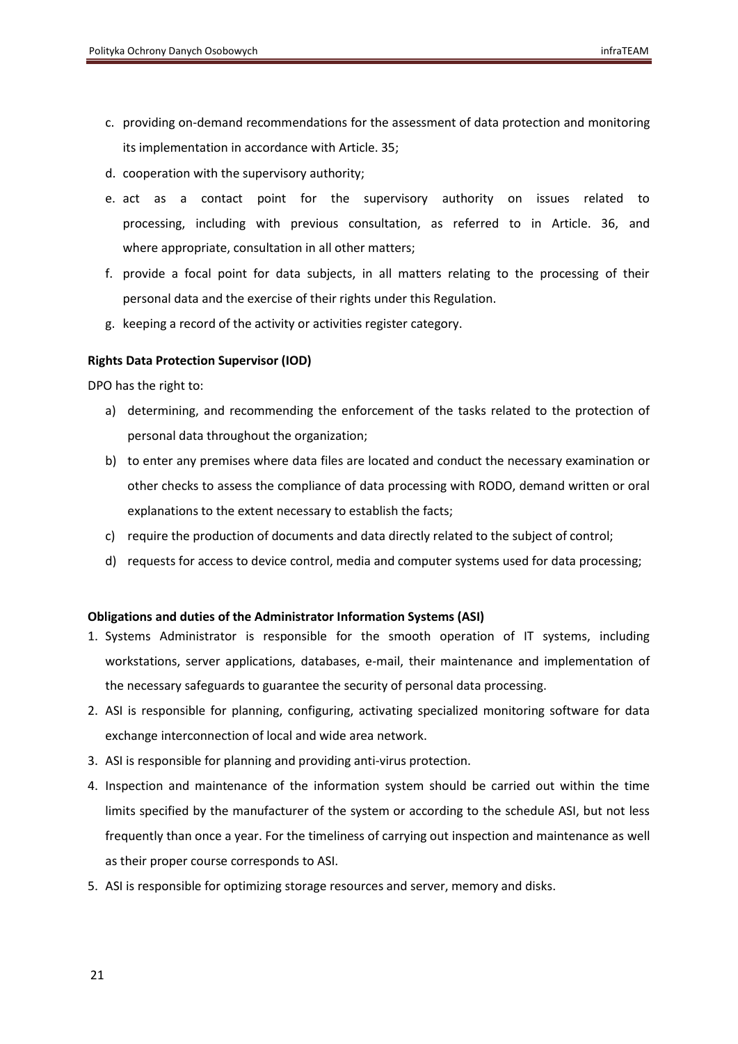c. providing on-demand recommendations for the assessment of data protection and monitoring its implementation in accordance with Article. 35;
d. cooperation with the supervisory authority;
e. act as a contact point for the supervisory authority on issues related to processing, including with previous consultation, as referred to in Article. 36, and where appropriate, consultation in all other matters;
f. provide a focal point for data subjects, in all matters relating to the processing of their personal data and the exercise of their rights under this Regulation.
g. keeping a record of the activity or activities register category.

**Rights Data Protection Supervisor (IOD)**

DPO has the right to:

a) determining, and recommending the enforcement of the tasks related to the protection of personal data throughout the organization;
b) to enter any premises where data files are located and conduct the necessary examination or other checks to assess the compliance of data processing with RODO, demand written or oral explanations to the extent necessary to establish the facts;
c) require the production of documents and data directly related to the subject of control;
d) requests for access to device control, media and computer systems used for data processing;

**Obligations and duties of the Administrator Information Systems (ASI)**

1. Systems Administrator is responsible for the smooth operation of IT systems, including workstations, server applications, databases, e-mail, their maintenance and implementation of the necessary safeguards to guarantee the security of personal data processing.
2. ASI is responsible for planning, configuring, activating specialized monitoring software for data exchange interconnection of local and wide area network.
3. ASI is responsible for planning and providing anti-virus protection.
4. Inspection and maintenance of the information system should be carried out within the time limits specified by the manufacturer of the system or according to the schedule ASI, but not less frequently than once a year. For the timeliness of carrying out inspection and maintenance as well as their proper course corresponds to ASI.
5. ASI is responsible for optimizing storage resources and server, memory and disks.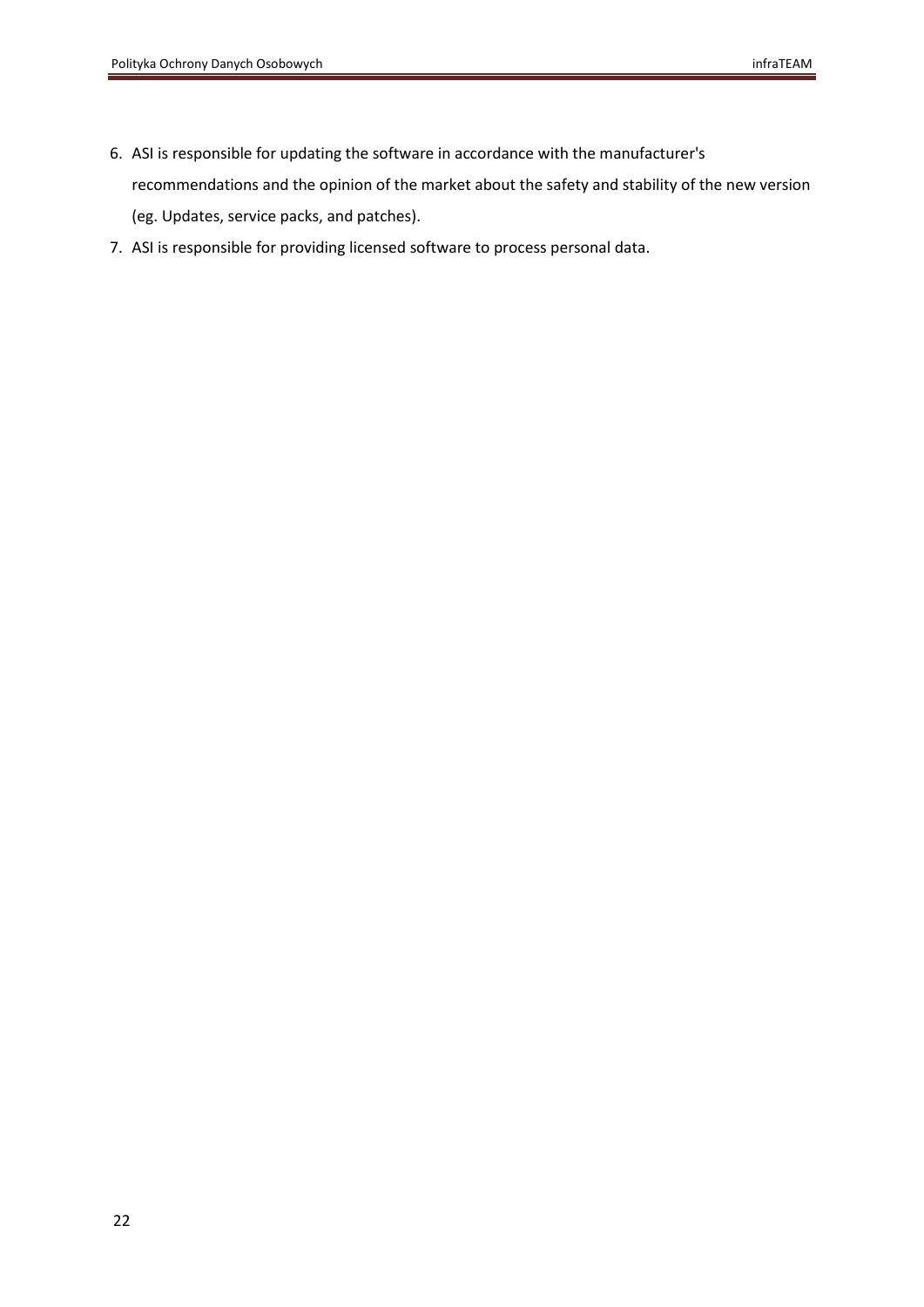6. ASI is responsible for updating the software in accordance with the manufacturer's recommendations and the opinion of the market about the safety and stability of the new version (eg. Updates, service packs, and patches).
7. ASI is responsible for providing licensed software to process personal data.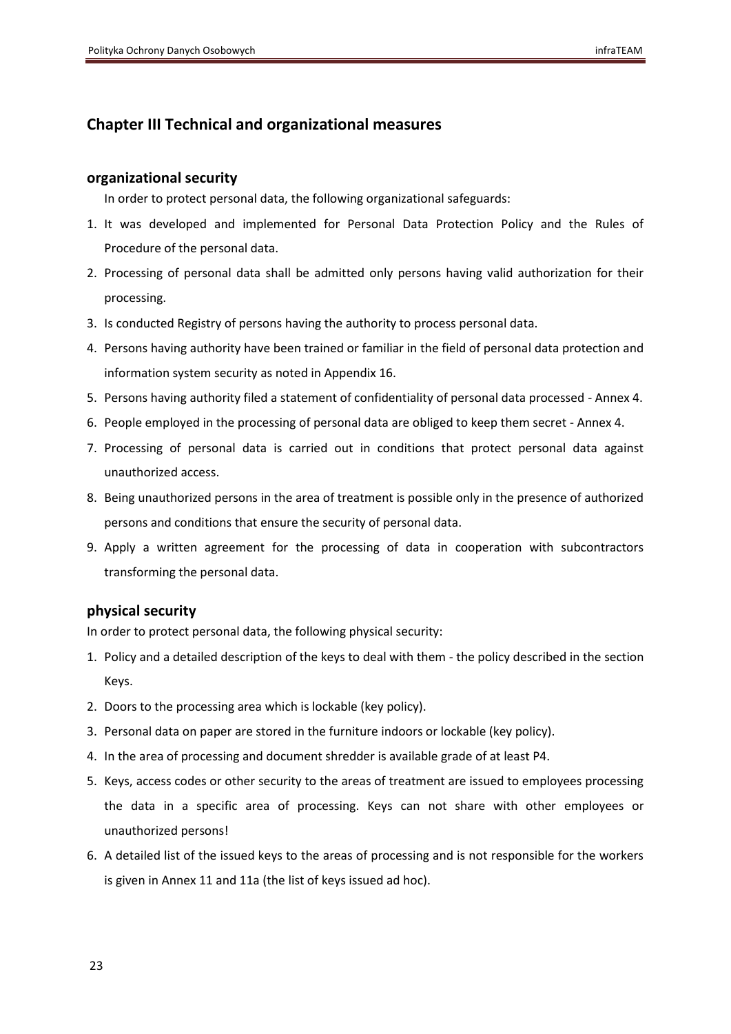## Chapter III Technical and organizational measures

### organizational security

In order to protect personal data, the following organizational safeguards:

1. It was developed and implemented for Personal Data Protection Policy and the Rules of Procedure of the personal data.
2. Processing of personal data shall be admitted only persons having valid authorization for their processing.
3. Is conducted Registry of persons having the authority to process personal data.
4. Persons having authority have been trained or familiar in the field of personal data protection and information system security as noted in Appendix 16.
5. Persons having authority filed a statement of confidentiality of personal data processed - Annex 4.
6. People employed in the processing of personal data are obliged to keep them secret - Annex 4.
7. Processing of personal data is carried out in conditions that protect personal data against unauthorized access.
8. Being unauthorized persons in the area of treatment is possible only in the presence of authorized persons and conditions that ensure the security of personal data.
9. Apply a written agreement for the processing of data in cooperation with subcontractors transforming the personal data.

### physical security

In order to protect personal data, the following physical security:

1. Policy and a detailed description of the keys to deal with them - the policy described in the section Keys.
2. Doors to the processing area which is lockable (key policy).
3. Personal data on paper are stored in the furniture indoors or lockable (key policy).
4. In the area of processing and document shredder is available grade of at least P4.
5. Keys, access codes or other security to the areas of treatment are issued to employees processing the data in a specific area of processing. Keys can not share with other employees or unauthorized persons!
6. A detailed list of the issued keys to the areas of processing and is not responsible for the workers is given in Annex 11 and 11a (the list of keys issued ad hoc).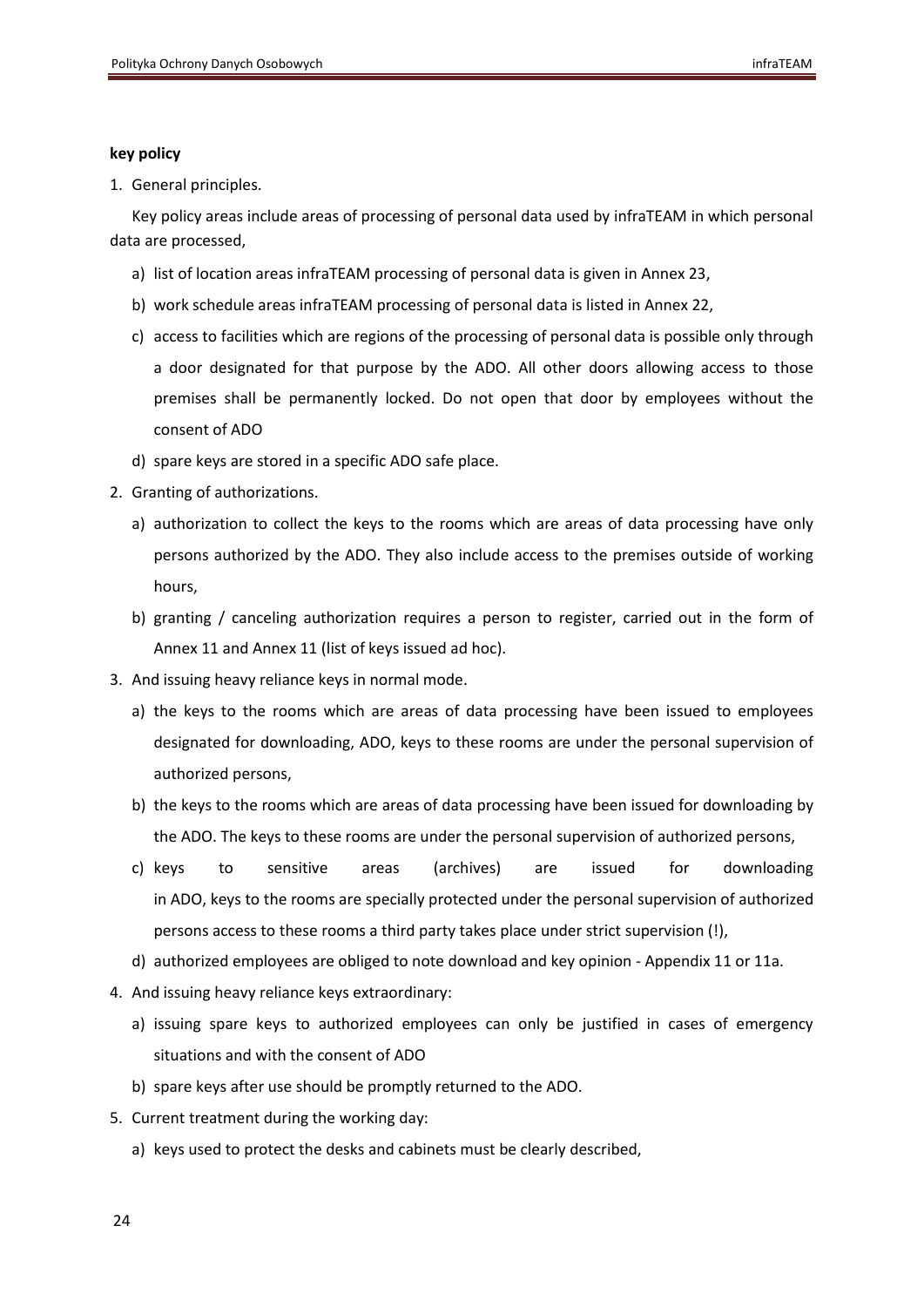**key policy**

1. General principles.

   Key policy areas include areas of processing of personal data used by infraTEAM in which personal data are processed,

   a) list of location areas infraTEAM processing of personal data is given in Annex 23,
   b) work schedule areas infraTEAM processing of personal data is listed in Annex 22,
   c) access to facilities which are regions of the processing of personal data is possible only through a door designated for that purpose by the ADO. All other doors allowing access to those premises shall be permanently locked. Do not open that door by employees without the consent of ADO
   d) spare keys are stored in a specific ADO safe place.

2. Granting of authorizations.

   a) authorization to collect the keys to the rooms which are areas of data processing have only persons authorized by the ADO. They also include access to the premises outside of working hours,
   b) granting / canceling authorization requires a person to register, carried out in the form of Annex 11 and Annex 11 (list of keys issued ad hoc).

3. And issuing heavy reliance keys in normal mode.

   a) the keys to the rooms which are areas of data processing have been issued to employees designated for downloading, ADO, keys to these rooms are under the personal supervision of authorized persons,
   b) the keys to the rooms which are areas of data processing have been issued for downloading by the ADO. The keys to these rooms are under the personal supervision of authorized persons,
   c) keys to sensitive areas (archives) are issued for downloading in ADO, keys to the rooms are specially protected under the personal supervision of authorized persons access to these rooms a third party takes place under strict supervision (!),
   d) authorized employees are obliged to note download and key opinion - Appendix 11 or 11a.

4. And issuing heavy reliance keys extraordinary:

   a) issuing spare keys to authorized employees can only be justified in cases of emergency situations and with the consent of ADO
   b) spare keys after use should be promptly returned to the ADO.

5. Current treatment during the working day:

   a) keys used to protect the desks and cabinets must be clearly described,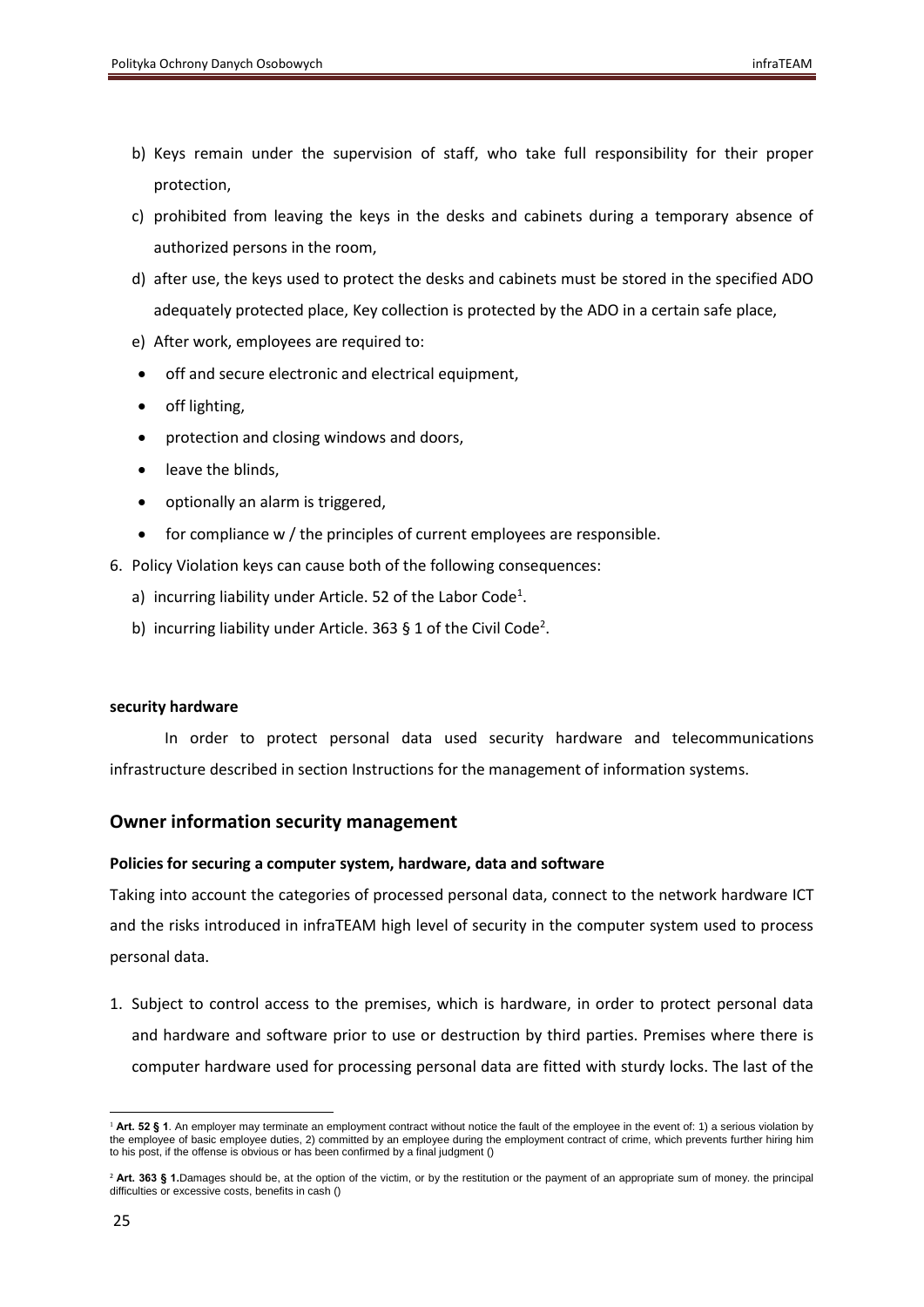b) Keys remain under the supervision of staff, who take full responsibility for their proper protection,

c) prohibited from leaving the keys in the desks and cabinets during a temporary absence of authorized persons in the room,

d) after use, the keys used to protect the desks and cabinets must be stored in the specified ADO adequately protected place, Key collection is protected by the ADO in a certain safe place,

e) After work, employees are required to:

- off and secure electronic and electrical equipment,
- off lighting,
- protection and closing windows and doors,
- leave the blinds,
- optionally an alarm is triggered,
- for compliance w / the principles of current employees are responsible.

6. Policy Violation keys can cause both of the following consequences:
   a) incurring liability under Article. 52 of the Labor Code[1].
   b) incurring liability under Article. 363 § 1 of the Civil Code[2].

**security hardware**

In order to protect personal data used security hardware and telecommunications infrastructure described in section Instructions for the management of information systems.

## Owner information security management

**Policies for securing a computer system, hardware, data and software**

Taking into account the categories of processed personal data, connect to the network hardware ICT and the risks introduced in infraTEAM high level of security in the computer system used to process personal data.

1. Subject to control access to the premises, which is hardware, in order to protect personal data and hardware and software prior to use or destruction by third parties. Premises where there is computer hardware used for processing personal data are fitted with sturdy locks. The last of the

---

[1] **Art. 52 § 1**. An employer may terminate an employment contract without notice the fault of the employee in the event of: 1) a serious violation by the employee of basic employee duties, 2) committed by an employee during the employment contract of crime, which prevents further hiring him to his post, if the offense is obvious or has been confirmed by a final judgment ()

[2] **Art. 363 § 1.**Damages should be, at the option of the victim, or by the restitution or the payment of an appropriate sum of money. the principal difficulties or excessive costs, benefits in cash ()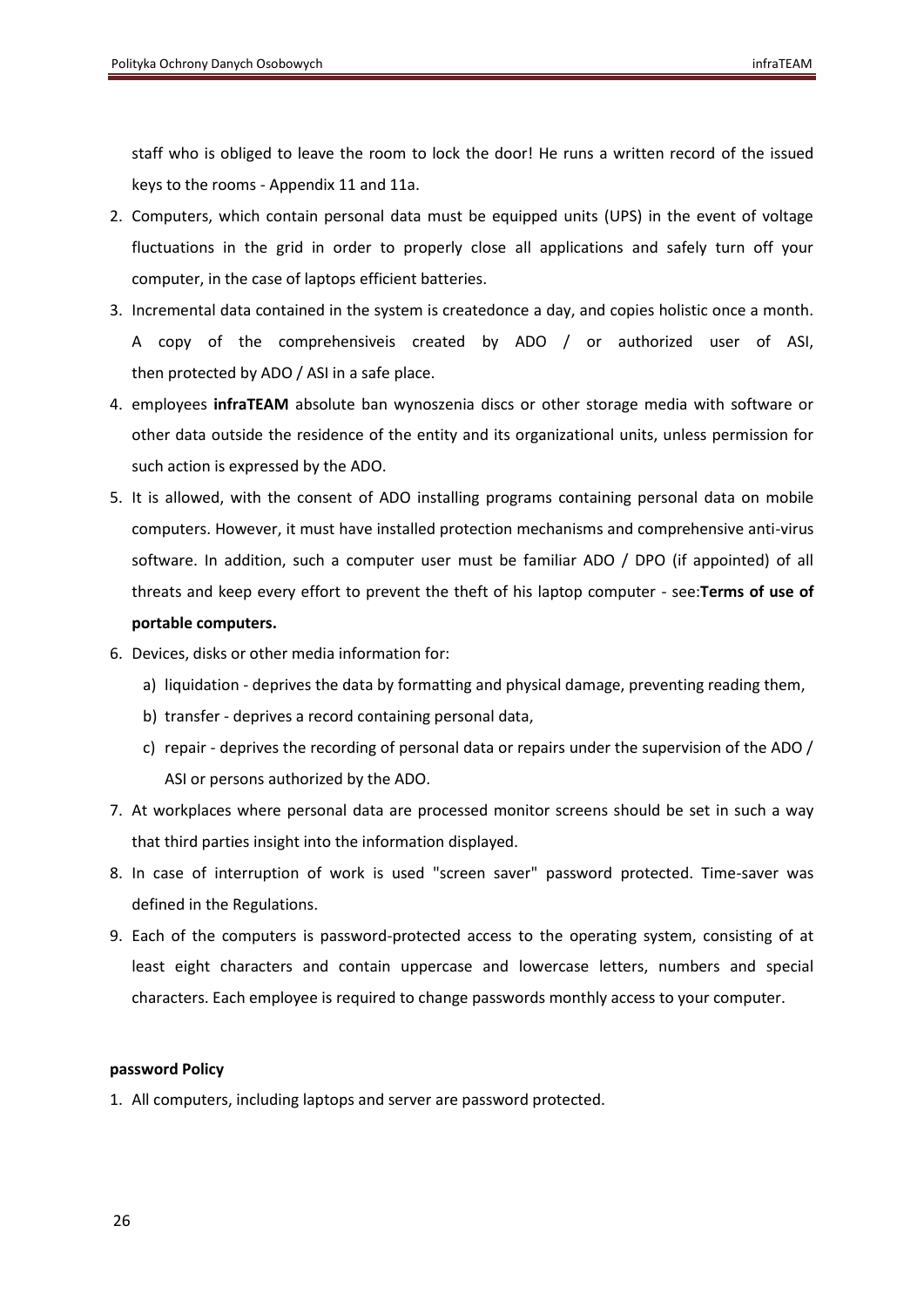staff who is obliged to leave the room to lock the door! He runs a written record of the issued keys to the rooms - Appendix 11 and 11a.

2. Computers, which contain personal data must be equipped units (UPS) in the event of voltage fluctuations in the grid in order to properly close all applications and safely turn off your computer, in the case of laptops efficient batteries.
3. Incremental data contained in the system is createdonce a day, and copies holistic once a month. A copy of the comprehensiveis created by ADO / or authorized user of ASI, then protected by ADO / ASI in a safe place.
4. employees **infraTEAM** absolute ban wynoszenia discs or other storage media with software or other data outside the residence of the entity and its organizational units, unless permission for such action is expressed by the ADO.
5. It is allowed, with the consent of ADO installing programs containing personal data on mobile computers. However, it must have installed protection mechanisms and comprehensive anti-virus software. In addition, such a computer user must be familiar ADO / DPO (if appointed) of all threats and keep every effort to prevent the theft of his laptop computer - see:**Terms of use of portable computers.**
6. Devices, disks or other media information for:
   a) liquidation - deprives the data by formatting and physical damage, preventing reading them,
   b) transfer - deprives a record containing personal data,
   c) repair - deprives the recording of personal data or repairs under the supervision of the ADO / ASI or persons authorized by the ADO.
7. At workplaces where personal data are processed monitor screens should be set in such a way that third parties insight into the information displayed.
8. In case of interruption of work is used "screen saver" password protected. Time-saver was defined in the Regulations.
9. Each of the computers is password-protected access to the operating system, consisting of at least eight characters and contain uppercase and lowercase letters, numbers and special characters. Each employee is required to change passwords monthly access to your computer.

**password Policy**

1. All computers, including laptops and server are password protected.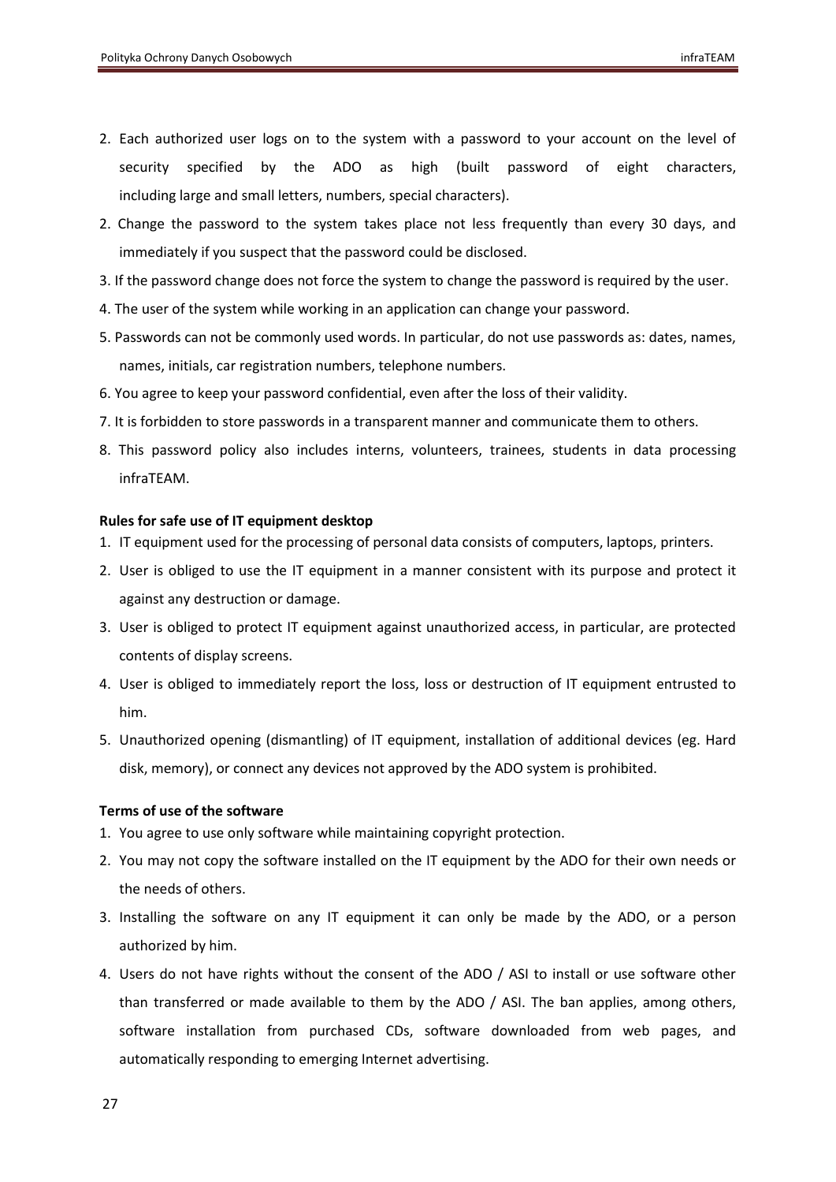2. Each authorized user logs on to the system with a password to your account on the level of security specified by the ADO as high (built password of eight characters, including large and small letters, numbers, special characters).

2. Change the password to the system takes place not less frequently than every 30 days, and immediately if you suspect that the password could be disclosed.

3. If the password change does not force the system to change the password is required by the user.

4. The user of the system while working in an application can change your password.

5. Passwords can not be commonly used words. In particular, do not use passwords as: dates, names, names, initials, car registration numbers, telephone numbers.

6. You agree to keep your password confidential, even after the loss of their validity.

7. It is forbidden to store passwords in a transparent manner and communicate them to others.

8. This password policy also includes interns, volunteers, trainees, students in data processing infraTEAM.

**Rules for safe use of IT equipment desktop**

1. IT equipment used for the processing of personal data consists of computers, laptops, printers.
2. User is obliged to use the IT equipment in a manner consistent with its purpose and protect it against any destruction or damage.
3. User is obliged to protect IT equipment against unauthorized access, in particular, are protected contents of display screens.
4. User is obliged to immediately report the loss, loss or destruction of IT equipment entrusted to him.
5. Unauthorized opening (dismantling) of IT equipment, installation of additional devices (eg. Hard disk, memory), or connect any devices not approved by the ADO system is prohibited.

**Terms of use of the software**

1. You agree to use only software while maintaining copyright protection.
2. You may not copy the software installed on the IT equipment by the ADO for their own needs or the needs of others.
3. Installing the software on any IT equipment it can only be made by the ADO, or a person authorized by him.
4. Users do not have rights without the consent of the ADO / ASI to install or use software other than transferred or made available to them by the ADO / ASI. The ban applies, among others, software installation from purchased CDs, software downloaded from web pages, and automatically responding to emerging Internet advertising.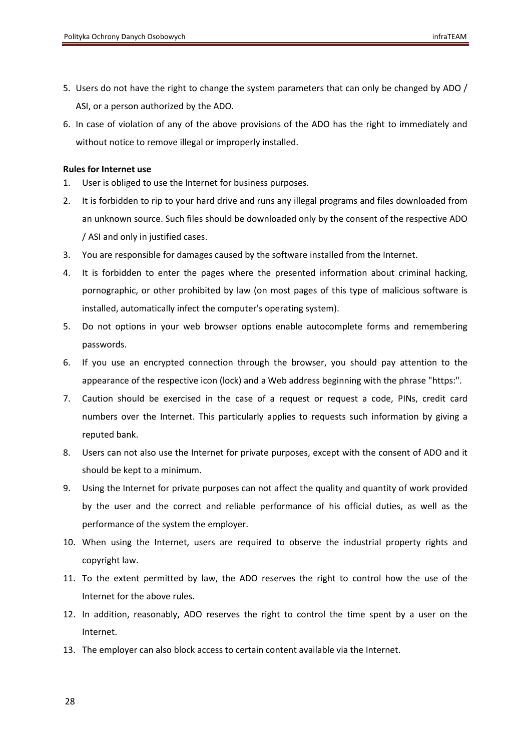5. Users do not have the right to change the system parameters that can only be changed by ADO / ASI, or a person authorized by the ADO.
6. In case of violation of any of the above provisions of the ADO has the right to immediately and without notice to remove illegal or improperly installed.

**Rules for Internet use**

1. User is obliged to use the Internet for business purposes.
2. It is forbidden to rip to your hard drive and runs any illegal programs and files downloaded from an unknown source. Such files should be downloaded only by the consent of the respective ADO / ASI and only in justified cases.
3. You are responsible for damages caused by the software installed from the Internet.
4. It is forbidden to enter the pages where the presented information about criminal hacking, pornographic, or other prohibited by law (on most pages of this type of malicious software is installed, automatically infect the computer's operating system).
5. Do not options in your web browser options enable autocomplete forms and remembering passwords.
6. If you use an encrypted connection through the browser, you should pay attention to the appearance of the respective icon (lock) and a Web address beginning with the phrase "https:".
7. Caution should be exercised in the case of a request or request a code, PINs, credit card numbers over the Internet. This particularly applies to requests such information by giving a reputed bank.
8. Users can not also use the Internet for private purposes, except with the consent of ADO and it should be kept to a minimum.
9. Using the Internet for private purposes can not affect the quality and quantity of work provided by the user and the correct and reliable performance of his official duties, as well as the performance of the system the employer.
10. When using the Internet, users are required to observe the industrial property rights and copyright law.
11. To the extent permitted by law, the ADO reserves the right to control how the use of the Internet for the above rules.
12. In addition, reasonably, ADO reserves the right to control the time spent by a user on the Internet.
13. The employer can also block access to certain content available via the Internet.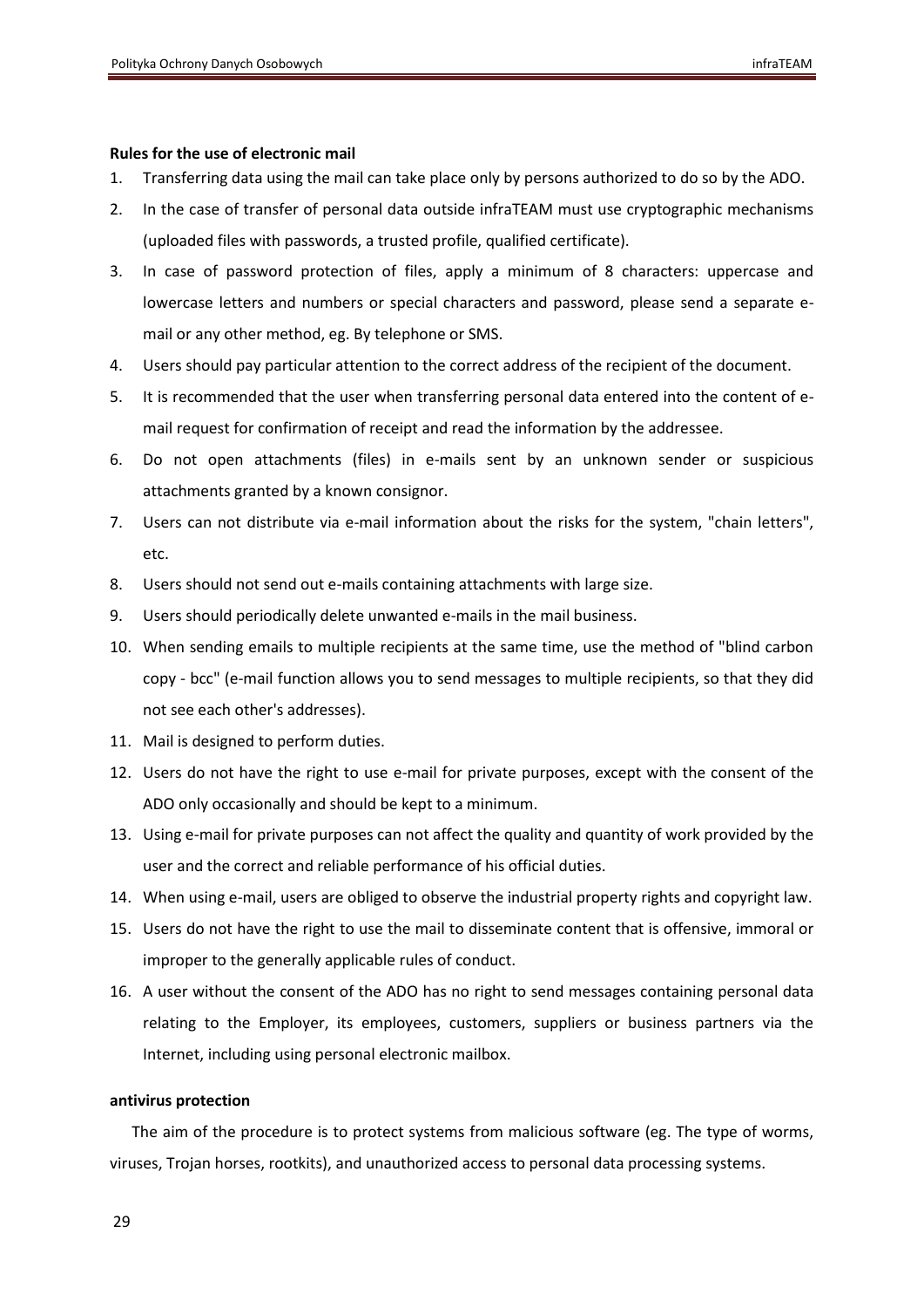**Rules for the use of electronic mail**

1. Transferring data using the mail can take place only by persons authorized to do so by the ADO.
2. In the case of transfer of personal data outside infraTEAM must use cryptographic mechanisms (uploaded files with passwords, a trusted profile, qualified certificate).
3. In case of password protection of files, apply a minimum of 8 characters: uppercase and lowercase letters and numbers or special characters and password, please send a separate e-mail or any other method, eg. By telephone or SMS.
4. Users should pay particular attention to the correct address of the recipient of the document.
5. It is recommended that the user when transferring personal data entered into the content of e-mail request for confirmation of receipt and read the information by the addressee.
6. Do not open attachments (files) in e-mails sent by an unknown sender or suspicious attachments granted by a known consignor.
7. Users can not distribute via e-mail information about the risks for the system, "chain letters", etc.
8. Users should not send out e-mails containing attachments with large size.
9. Users should periodically delete unwanted e-mails in the mail business.
10. When sending emails to multiple recipients at the same time, use the method of "blind carbon copy - bcc" (e-mail function allows you to send messages to multiple recipients, so that they did not see each other's addresses).
11. Mail is designed to perform duties.
12. Users do not have the right to use e-mail for private purposes, except with the consent of the ADO only occasionally and should be kept to a minimum.
13. Using e-mail for private purposes can not affect the quality and quantity of work provided by the user and the correct and reliable performance of his official duties.
14. When using e-mail, users are obliged to observe the industrial property rights and copyright law.
15. Users do not have the right to use the mail to disseminate content that is offensive, immoral or improper to the generally applicable rules of conduct.
16. A user without the consent of the ADO has no right to send messages containing personal data relating to the Employer, its employees, customers, suppliers or business partners via the Internet, including using personal electronic mailbox.

**antivirus protection**

The aim of the procedure is to protect systems from malicious software (eg. The type of worms, viruses, Trojan horses, rootkits), and unauthorized access to personal data processing systems.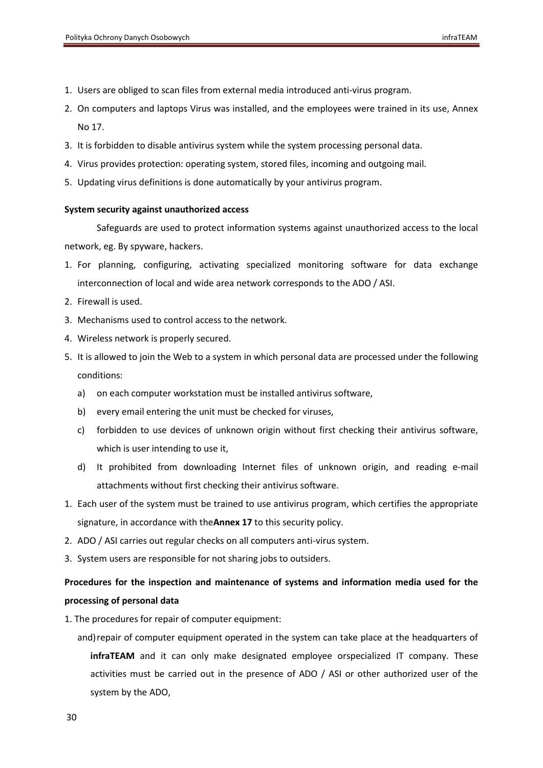1. Users are obliged to scan files from external media introduced anti-virus program.
2. On computers and laptops Virus was installed, and the employees were trained in its use, Annex No 17.
3. It is forbidden to disable antivirus system while the system processing personal data.
4. Virus provides protection: operating system, stored files, incoming and outgoing mail.
5. Updating virus definitions is done automatically by your antivirus program.

**System security against unauthorized access**

Safeguards are used to protect information systems against unauthorized access to the local network, eg. By spyware, hackers.

1. For planning, configuring, activating specialized monitoring software for data exchange interconnection of local and wide area network corresponds to the ADO / ASI.
2. Firewall is used.
3. Mechanisms used to control access to the network.
4. Wireless network is properly secured.
5. It is allowed to join the Web to a system in which personal data are processed under the following conditions:
   a) on each computer workstation must be installed antivirus software,
   b) every email entering the unit must be checked for viruses,
   c) forbidden to use devices of unknown origin without first checking their antivirus software, which is user intending to use it,
   d) It prohibited from downloading Internet files of unknown origin, and reading e-mail attachments without first checking their antivirus software.

1. Each user of the system must be trained to use antivirus program, which certifies the appropriate signature, in accordance with the**Annex 17** to this security policy.
2. ADO / ASI carries out regular checks on all computers anti-virus system.
3. System users are responsible for not sharing jobs to outsiders.

**Procedures for the inspection and maintenance of systems and information media used for the processing of personal data**

1. The procedures for repair of computer equipment:

   and) repair of computer equipment operated in the system can take place at the headquarters of **infraTEAM** and it can only make designated employee orspecialized IT company. These activities must be carried out in the presence of ADO / ASI or other authorized user of the system by the ADO,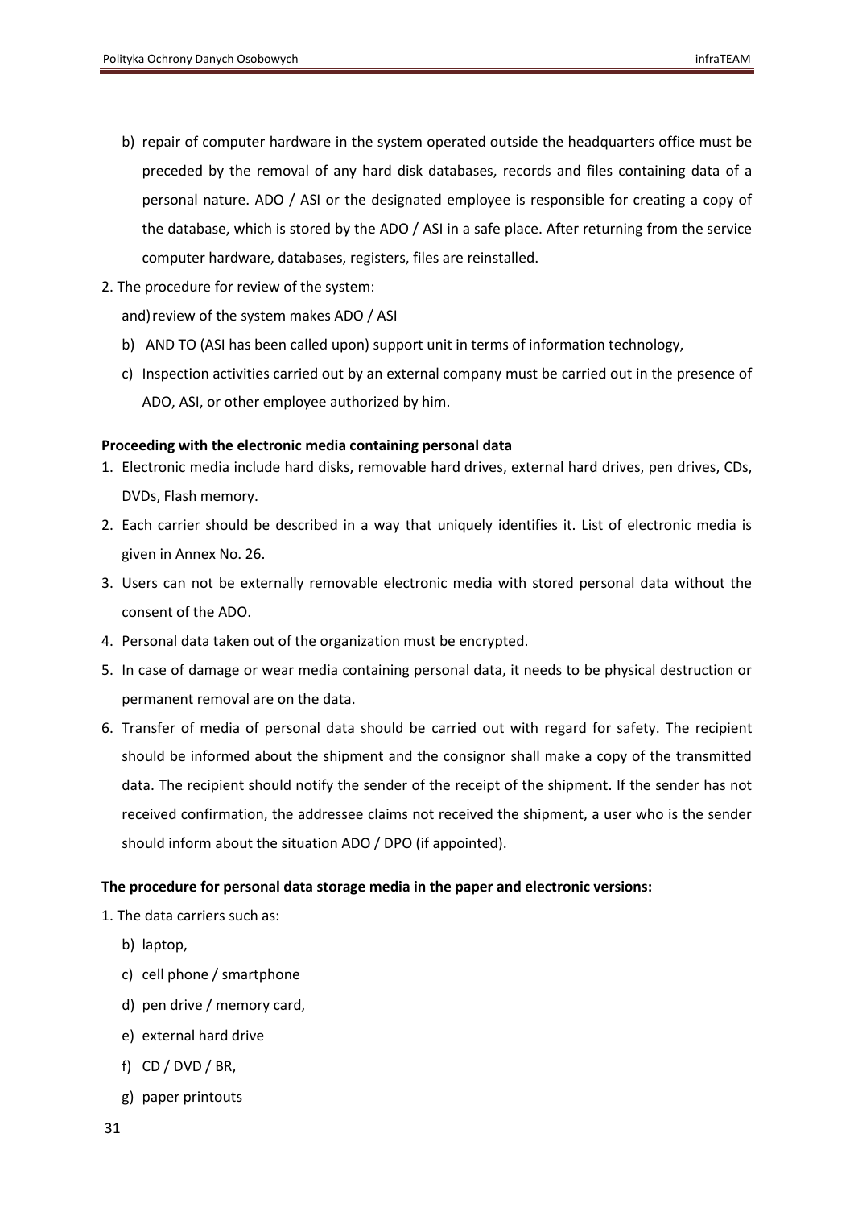b) repair of computer hardware in the system operated outside the headquarters office must be preceded by the removal of any hard disk databases, records and files containing data of a personal nature. ADO / ASI or the designated employee is responsible for creating a copy of the database, which is stored by the ADO / ASI in a safe place. After returning from the service computer hardware, databases, registers, files are reinstalled.

2. The procedure for review of the system:

   and) review of the system makes ADO / ASI

   b) AND TO (ASI has been called upon) support unit in terms of information technology,

   c) Inspection activities carried out by an external company must be carried out in the presence of ADO, ASI, or other employee authorized by him.

**Proceeding with the electronic media containing personal data**

1. Electronic media include hard disks, removable hard drives, external hard drives, pen drives, CDs, DVDs, Flash memory.
2. Each carrier should be described in a way that uniquely identifies it. List of electronic media is given in Annex No. 26.
3. Users can not be externally removable electronic media with stored personal data without the consent of the ADO.
4. Personal data taken out of the organization must be encrypted.
5. In case of damage or wear media containing personal data, it needs to be physical destruction or permanent removal are on the data.
6. Transfer of media of personal data should be carried out with regard for safety. The recipient should be informed about the shipment and the consignor shall make a copy of the transmitted data. The recipient should notify the sender of the receipt of the shipment. If the sender has not received confirmation, the addressee claims not received the shipment, a user who is the sender should inform about the situation ADO / DPO (if appointed).

**The procedure for personal data storage media in the paper and electronic versions:**

1. The data carriers such as:

   b) laptop,

   c) cell phone / smartphone

   d) pen drive / memory card,

   e) external hard drive

   f) CD / DVD / BR,

   g) paper printouts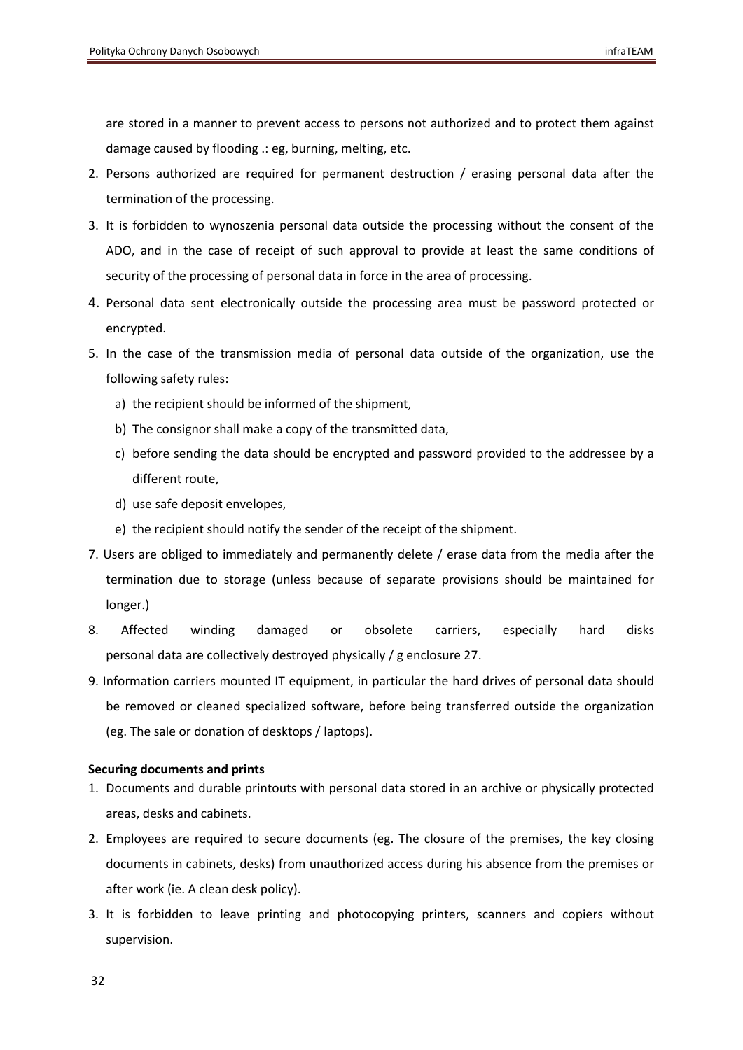are stored in a manner to prevent access to persons not authorized and to protect them against damage caused by flooding .: eg, burning, melting, etc.

2. Persons authorized are required for permanent destruction / erasing personal data after the termination of the processing.
3. It is forbidden to wynoszenia personal data outside the processing without the consent of the ADO, and in the case of receipt of such approval to provide at least the same conditions of security of the processing of personal data in force in the area of processing.
4. Personal data sent electronically outside the processing area must be password protected or encrypted.
5. In the case of the transmission media of personal data outside of the organization, use the following safety rules:
   a) the recipient should be informed of the shipment,
   b) The consignor shall make a copy of the transmitted data,
   c) before sending the data should be encrypted and password provided to the addressee by a different route,
   d) use safe deposit envelopes,
   e) the recipient should notify the sender of the receipt of the shipment.

7. Users are obliged to immediately and permanently delete / erase data from the media after the termination due to storage (unless because of separate provisions should be maintained for longer.)
8. Affected winding damaged or obsolete carriers, especially hard disks personal data are collectively destroyed physically / g enclosure 27.
9. Information carriers mounted IT equipment, in particular the hard drives of personal data should be removed or cleaned specialized software, before being transferred outside the organization (eg. The sale or donation of desktops / laptops).

**Securing documents and prints**

1. Documents and durable printouts with personal data stored in an archive or physically protected areas, desks and cabinets.
2. Employees are required to secure documents (eg. The closure of the premises, the key closing documents in cabinets, desks) from unauthorized access during his absence from the premises or after work (ie. A clean desk policy).
3. It is forbidden to leave printing and photocopying printers, scanners and copiers without supervision.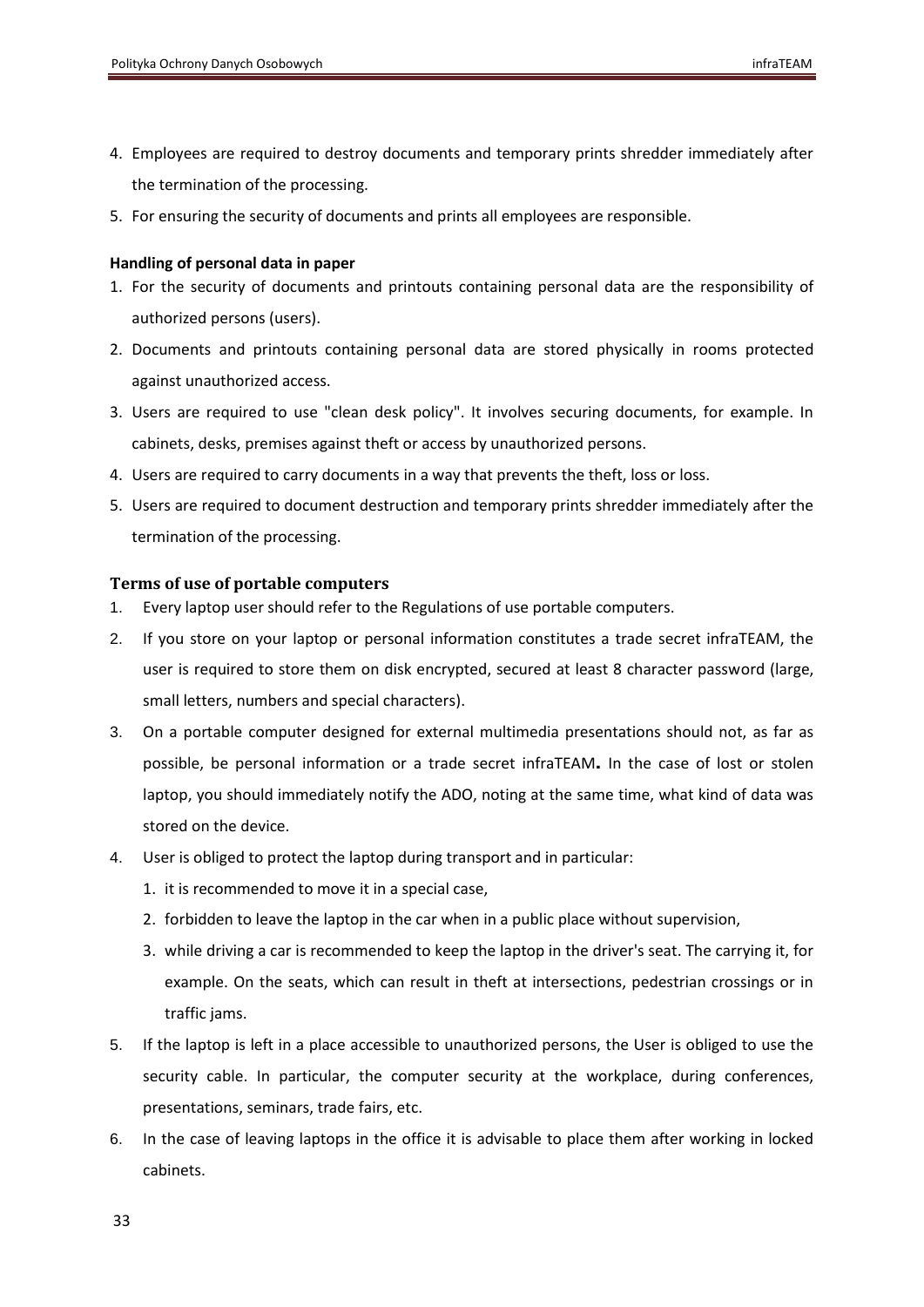4. Employees are required to destroy documents and temporary prints shredder immediately after the termination of the processing.
5. For ensuring the security of documents and prints all employees are responsible.

**Handling of personal data in paper**

1. For the security of documents and printouts containing personal data are the responsibility of authorized persons (users).
2. Documents and printouts containing personal data are stored physically in rooms protected against unauthorized access.
3. Users are required to use "clean desk policy". It involves securing documents, for example. In cabinets, desks, premises against theft or access by unauthorized persons.
4. Users are required to carry documents in a way that prevents the theft, loss or loss.
5. Users are required to document destruction and temporary prints shredder immediately after the termination of the processing.

### Terms of use of portable computers

1. Every laptop user should refer to the Regulations of use portable computers.
2. If you store on your laptop or personal information constitutes a trade secret infraTEAM, the user is required to store them on disk encrypted, secured at least 8 character password (large, small letters, numbers and special characters).
3. On a portable computer designed for external multimedia presentations should not, as far as possible, be personal information or a trade secret infraTEAM**.** In the case of lost or stolen laptop, you should immediately notify the ADO, noting at the same time, what kind of data was stored on the device.
4. User is obliged to protect the laptop during transport and in particular:
   1. it is recommended to move it in a special case,
   2. forbidden to leave the laptop in the car when in a public place without supervision,
   3. while driving a car is recommended to keep the laptop in the driver's seat. The carrying it, for example. On the seats, which can result in theft at intersections, pedestrian crossings or in traffic jams.
5. If the laptop is left in a place accessible to unauthorized persons, the User is obliged to use the security cable. In particular, the computer security at the workplace, during conferences, presentations, seminars, trade fairs, etc.
6. In the case of leaving laptops in the office it is advisable to place them after working in locked cabinets.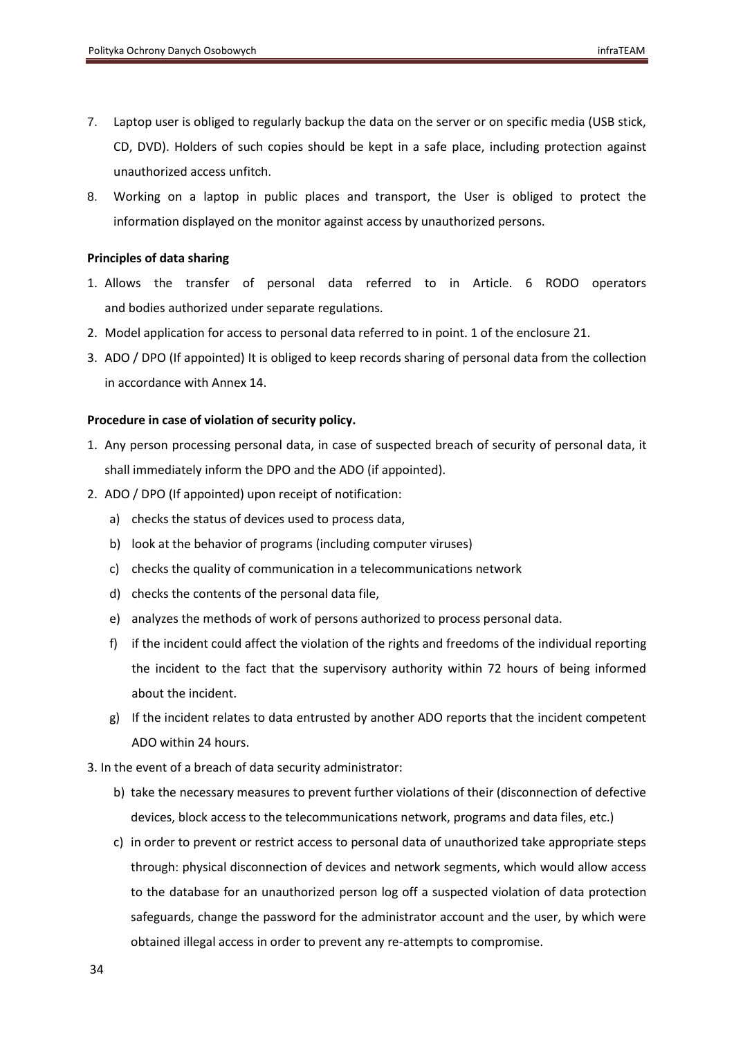7. Laptop user is obliged to regularly backup the data on the server or on specific media (USB stick, CD, DVD). Holders of such copies should be kept in a safe place, including protection against unauthorized access unfitch.
8. Working on a laptop in public places and transport, the User is obliged to protect the information displayed on the monitor against access by unauthorized persons.

**Principles of data sharing**

1. Allows the transfer of personal data referred to in Article. 6 RODO operators and bodies authorized under separate regulations.
2. Model application for access to personal data referred to in point. 1 of the enclosure 21.
3. ADO / DPO (If appointed) It is obliged to keep records sharing of personal data from the collection in accordance with Annex 14.

**Procedure in case of violation of security policy.**

1. Any person processing personal data, in case of suspected breach of security of personal data, it shall immediately inform the DPO and the ADO (if appointed).
2. ADO / DPO (If appointed) upon receipt of notification:
   a) checks the status of devices used to process data,
   b) look at the behavior of programs (including computer viruses)
   c) checks the quality of communication in a telecommunications network
   d) checks the contents of the personal data file,
   e) analyzes the methods of work of persons authorized to process personal data.
   f) if the incident could affect the violation of the rights and freedoms of the individual reporting the incident to the fact that the supervisory authority within 72 hours of being informed about the incident.
   g) If the incident relates to data entrusted by another ADO reports that the incident competent ADO within 24 hours.
3. In the event of a breach of data security administrator:
   b) take the necessary measures to prevent further violations of their (disconnection of defective devices, block access to the telecommunications network, programs and data files, etc.)
   c) in order to prevent or restrict access to personal data of unauthorized take appropriate steps through: physical disconnection of devices and network segments, which would allow access to the database for an unauthorized person log off a suspected violation of data protection safeguards, change the password for the administrator account and the user, by which were obtained illegal access in order to prevent any re-attempts to compromise.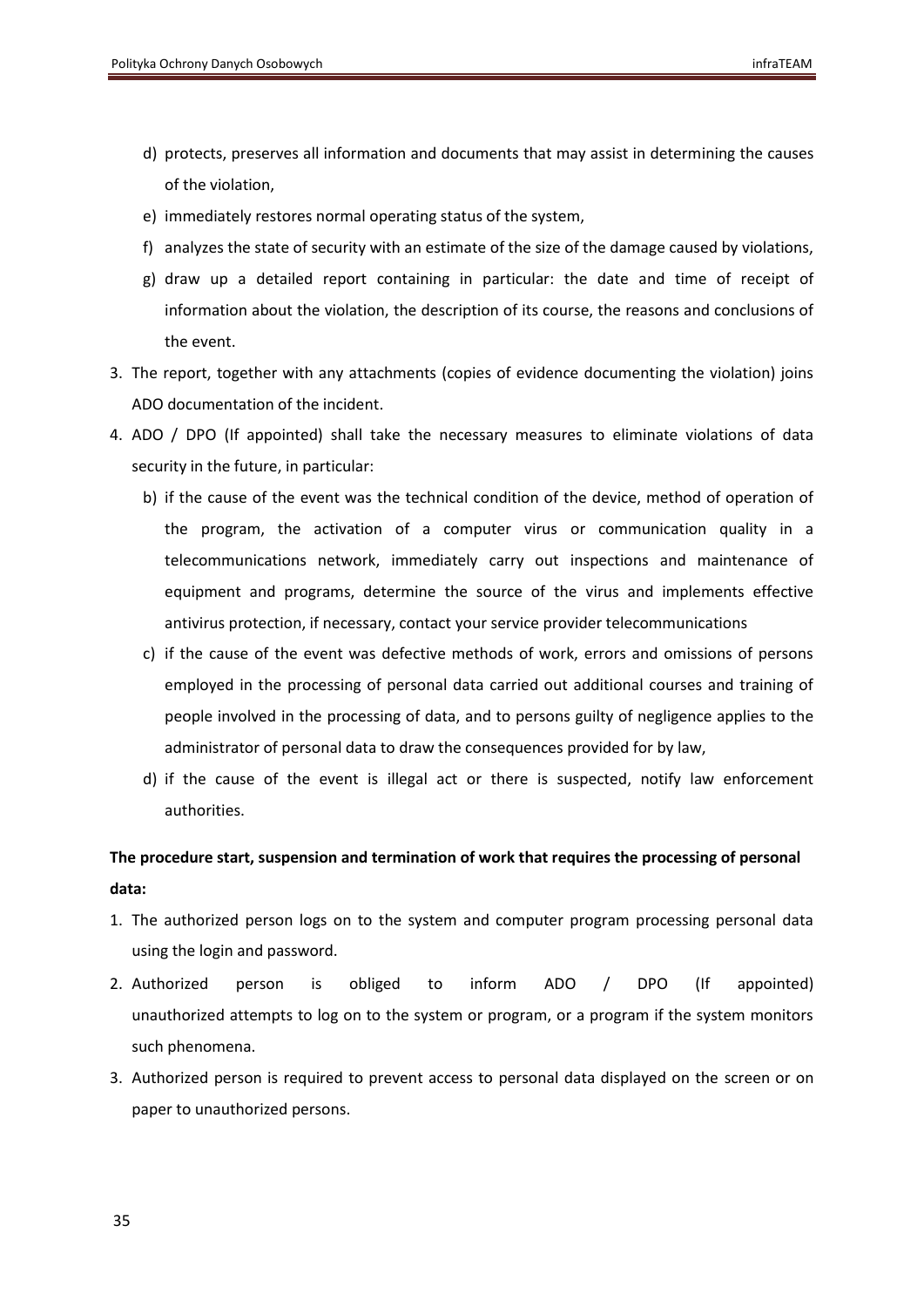d) protects, preserves all information and documents that may assist in determining the causes of the violation,
e) immediately restores normal operating status of the system,
f) analyzes the state of security with an estimate of the size of the damage caused by violations,
g) draw up a detailed report containing in particular: the date and time of receipt of information about the violation, the description of its course, the reasons and conclusions of the event.

3. The report, together with any attachments (copies of evidence documenting the violation) joins ADO documentation of the incident.
4. ADO / DPO (If appointed) shall take the necessary measures to eliminate violations of data security in the future, in particular:
   b) if the cause of the event was the technical condition of the device, method of operation of the program, the activation of a computer virus or communication quality in a telecommunications network, immediately carry out inspections and maintenance of equipment and programs, determine the source of the virus and implements effective antivirus protection, if necessary, contact your service provider telecommunications
   c) if the cause of the event was defective methods of work, errors and omissions of persons employed in the processing of personal data carried out additional courses and training of people involved in the processing of data, and to persons guilty of negligence applies to the administrator of personal data to draw the consequences provided for by law,
   d) if the cause of the event is illegal act or there is suspected, notify law enforcement authorities.

**The procedure start, suspension and termination of work that requires the processing of personal data:**

1. The authorized person logs on to the system and computer program processing personal data using the login and password.
2. Authorized person is obliged to inform ADO / DPO (If appointed) unauthorized attempts to log on to the system or program, or a program if the system monitors such phenomena.
3. Authorized person is required to prevent access to personal data displayed on the screen or on paper to unauthorized persons.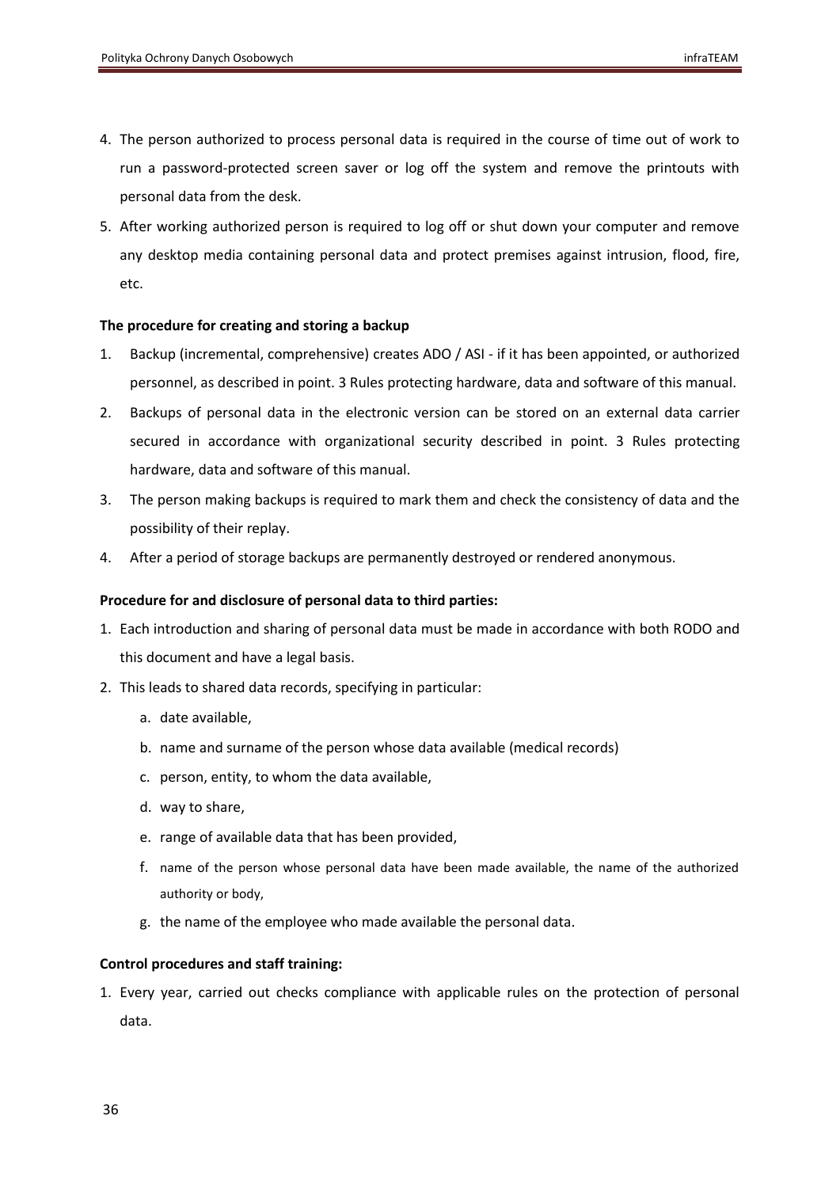4. The person authorized to process personal data is required in the course of time out of work to run a password-protected screen saver or log off the system and remove the printouts with personal data from the desk.
5. After working authorized person is required to log off or shut down your computer and remove any desktop media containing personal data and protect premises against intrusion, flood, fire, etc.

**The procedure for creating and storing a backup**

1. Backup (incremental, comprehensive) creates ADO / ASI - if it has been appointed, or authorized personnel, as described in point. 3 Rules protecting hardware, data and software of this manual.
2. Backups of personal data in the electronic version can be stored on an external data carrier secured in accordance with organizational security described in point. 3 Rules protecting hardware, data and software of this manual.
3. The person making backups is required to mark them and check the consistency of data and the possibility of their replay.
4. After a period of storage backups are permanently destroyed or rendered anonymous.

**Procedure for and disclosure of personal data to third parties:**

1. Each introduction and sharing of personal data must be made in accordance with both RODO and this document and have a legal basis.
2. This leads to shared data records, specifying in particular:
   a. date available,
   b. name and surname of the person whose data available (medical records)
   c. person, entity, to whom the data available,
   d. way to share,
   e. range of available data that has been provided,
   f. name of the person whose personal data have been made available, the name of the authorized authority or body,
   g. the name of the employee who made available the personal data.

**Control procedures and staff training:**

1. Every year, carried out checks compliance with applicable rules on the protection of personal data.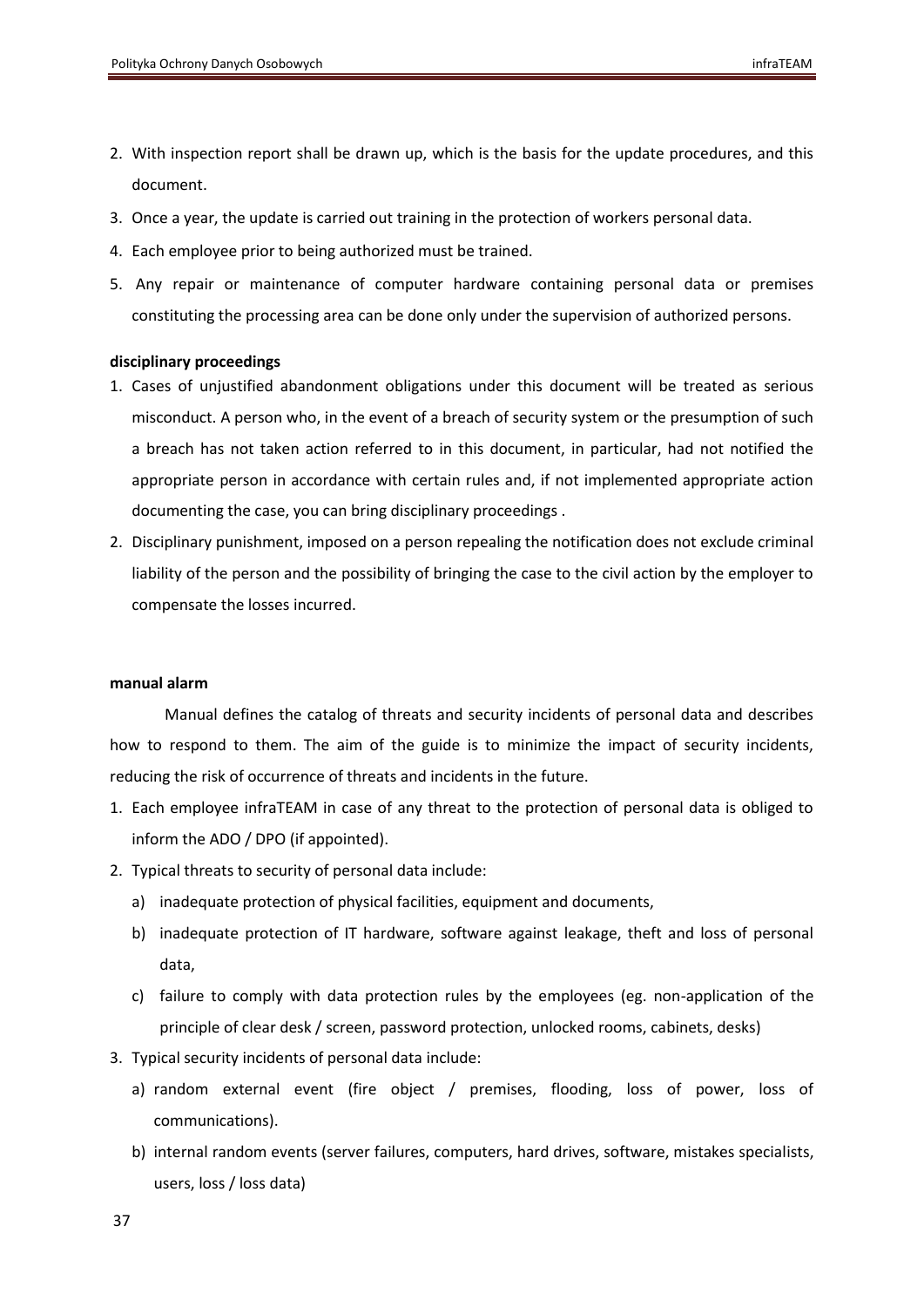2. With inspection report shall be drawn up, which is the basis for the update procedures, and this document.
3. Once a year, the update is carried out training in the protection of workers personal data.
4. Each employee prior to being authorized must be trained.
5. Any repair or maintenance of computer hardware containing personal data or premises constituting the processing area can be done only under the supervision of authorized persons.

**disciplinary proceedings**

1. Cases of unjustified abandonment obligations under this document will be treated as serious misconduct. A person who, in the event of a breach of security system or the presumption of such a breach has not taken action referred to in this document, in particular, had not notified the appropriate person in accordance with certain rules and, if not implemented appropriate action documenting the case, you can bring disciplinary proceedings .
2. Disciplinary punishment, imposed on a person repealing the notification does not exclude criminal liability of the person and the possibility of bringing the case to the civil action by the employer to compensate the losses incurred.

**manual alarm**

Manual defines the catalog of threats and security incidents of personal data and describes how to respond to them. The aim of the guide is to minimize the impact of security incidents, reducing the risk of occurrence of threats and incidents in the future.

1. Each employee infraTEAM in case of any threat to the protection of personal data is obliged to inform the ADO / DPO (if appointed).
2. Typical threats to security of personal data include:
   a) inadequate protection of physical facilities, equipment and documents,
   b) inadequate protection of IT hardware, software against leakage, theft and loss of personal data,
   c) failure to comply with data protection rules by the employees (eg. non-application of the principle of clear desk / screen, password protection, unlocked rooms, cabinets, desks)
3. Typical security incidents of personal data include:
   a) random external event (fire object / premises, flooding, loss of power, loss of communications).
   b) internal random events (server failures, computers, hard drives, software, mistakes specialists, users, loss / loss data)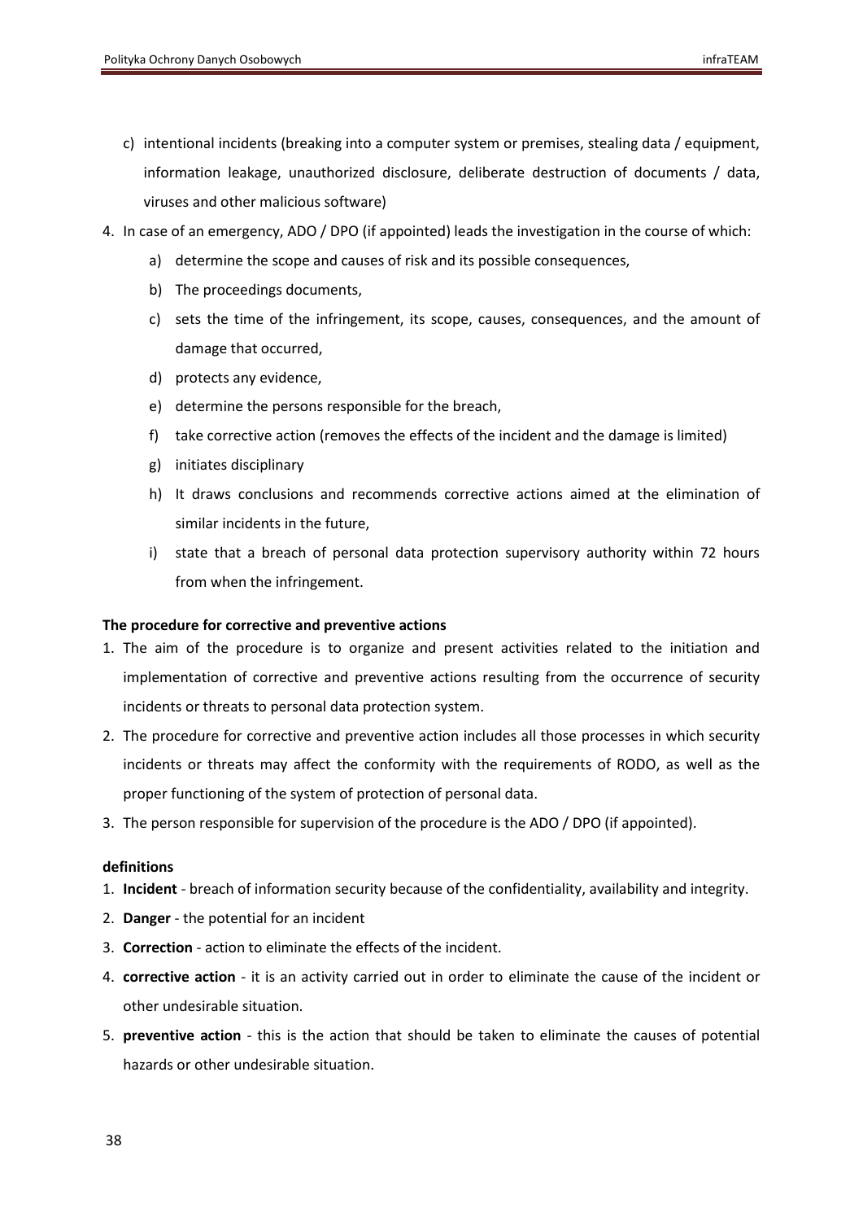c) intentional incidents (breaking into a computer system or premises, stealing data / equipment, information leakage, unauthorized disclosure, deliberate destruction of documents / data, viruses and other malicious software)

4. In case of an emergency, ADO / DPO (if appointed) leads the investigation in the course of which:
   a) determine the scope and causes of risk and its possible consequences,
   b) The proceedings documents,
   c) sets the time of the infringement, its scope, causes, consequences, and the amount of damage that occurred,
   d) protects any evidence,
   e) determine the persons responsible for the breach,
   f) take corrective action (removes the effects of the incident and the damage is limited)
   g) initiates disciplinary
   h) It draws conclusions and recommends corrective actions aimed at the elimination of similar incidents in the future,
   i) state that a breach of personal data protection supervisory authority within 72 hours from when the infringement.

**The procedure for corrective and preventive actions**

1. The aim of the procedure is to organize and present activities related to the initiation and implementation of corrective and preventive actions resulting from the occurrence of security incidents or threats to personal data protection system.
2. The procedure for corrective and preventive action includes all those processes in which security incidents or threats may affect the conformity with the requirements of RODO, as well as the proper functioning of the system of protection of personal data.
3. The person responsible for supervision of the procedure is the ADO / DPO (if appointed).

**definitions**

1. **Incident** - breach of information security because of the confidentiality, availability and integrity.
2. **Danger** - the potential for an incident
3. **Correction** - action to eliminate the effects of the incident.
4. **corrective action** - it is an activity carried out in order to eliminate the cause of the incident or other undesirable situation.
5. **preventive action** - this is the action that should be taken to eliminate the causes of potential hazards or other undesirable situation.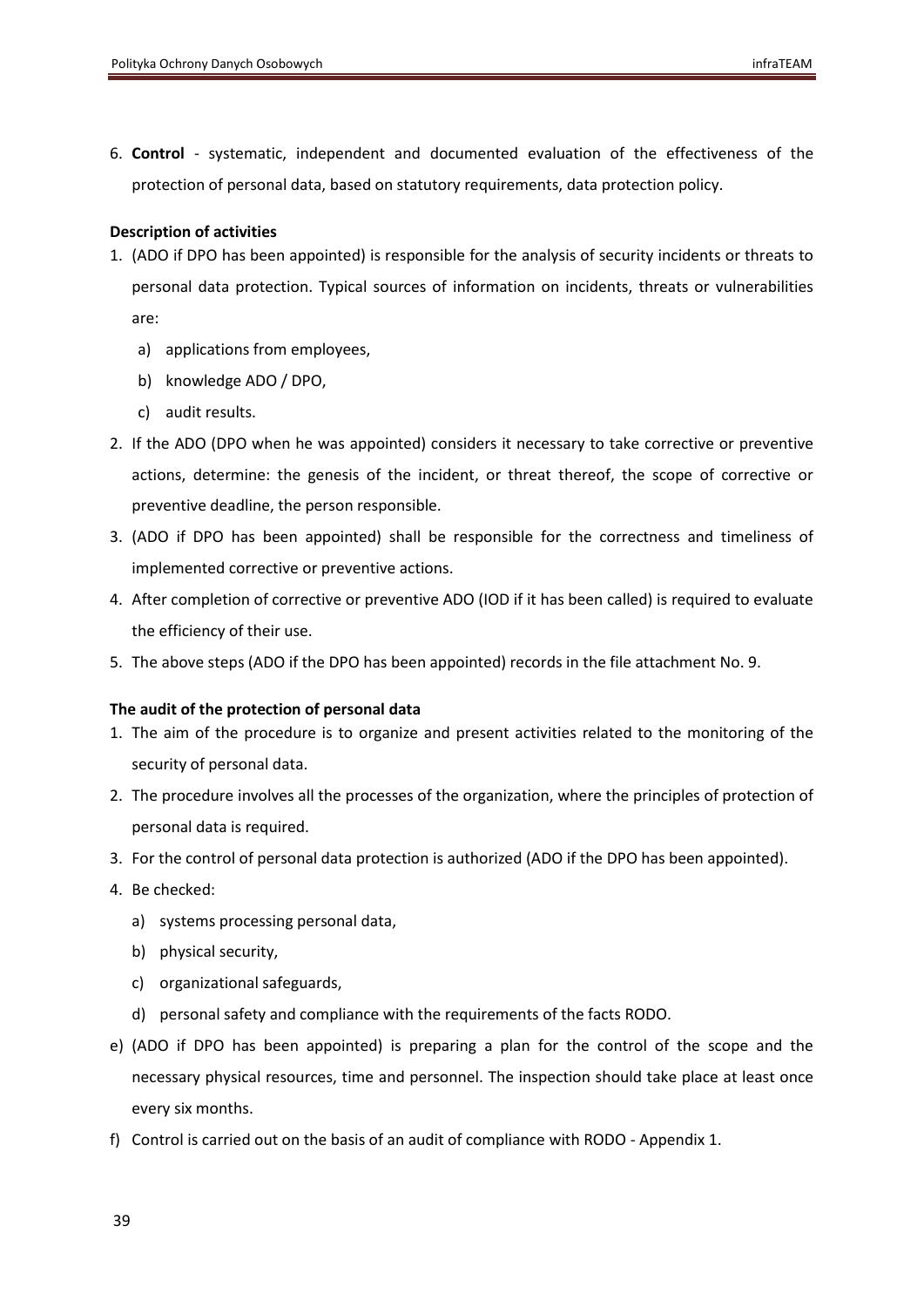6. **Control** - systematic, independent and documented evaluation of the effectiveness of the protection of personal data, based on statutory requirements, data protection policy.

**Description of activities**

1. (ADO if DPO has been appointed) is responsible for the analysis of security incidents or threats to personal data protection. Typical sources of information on incidents, threats or vulnerabilities are:
   a) applications from employees,
   b) knowledge ADO / DPO,
   c) audit results.
2. If the ADO (DPO when he was appointed) considers it necessary to take corrective or preventive actions, determine: the genesis of the incident, or threat thereof, the scope of corrective or preventive deadline, the person responsible.
3. (ADO if DPO has been appointed) shall be responsible for the correctness and timeliness of implemented corrective or preventive actions.
4. After completion of corrective or preventive ADO (IOD if it has been called) is required to evaluate the efficiency of their use.
5. The above steps (ADO if the DPO has been appointed) records in the file attachment No. 9.

**The audit of the protection of personal data**

1. The aim of the procedure is to organize and present activities related to the monitoring of the security of personal data.
2. The procedure involves all the processes of the organization, where the principles of protection of personal data is required.
3. For the control of personal data protection is authorized (ADO if the DPO has been appointed).
4. Be checked:
   a) systems processing personal data,
   b) physical security,
   c) organizational safeguards,
   d) personal safety and compliance with the requirements of the facts RODO.

e) (ADO if DPO has been appointed) is preparing a plan for the control of the scope and the necessary physical resources, time and personnel. The inspection should take place at least once every six months.

f) Control is carried out on the basis of an audit of compliance with RODO - Appendix 1.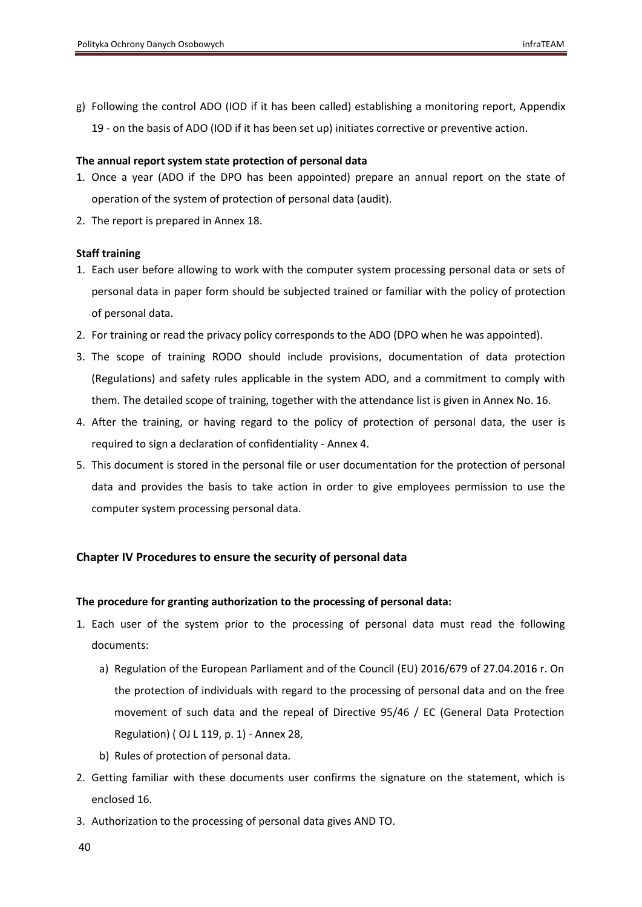g) Following the control ADO (IOD if it has been called) establishing a monitoring report, Appendix 19 - on the basis of ADO (IOD if it has been set up) initiates corrective or preventive action.

**The annual report system state protection of personal data**

1. Once a year (ADO if the DPO has been appointed) prepare an annual report on the state of operation of the system of protection of personal data (audit).
2. The report is prepared in Annex 18.

**Staff training**

1. Each user before allowing to work with the computer system processing personal data or sets of personal data in paper form should be subjected trained or familiar with the policy of protection of personal data.
2. For training or read the privacy policy corresponds to the ADO (DPO when he was appointed).
3. The scope of training RODO should include provisions, documentation of data protection (Regulations) and safety rules applicable in the system ADO, and a commitment to comply with them. The detailed scope of training, together with the attendance list is given in Annex No. 16.
4. After the training, or having regard to the policy of protection of personal data, the user is required to sign a declaration of confidentiality - Annex 4.
5. This document is stored in the personal file or user documentation for the protection of personal data and provides the basis to take action in order to give employees permission to use the computer system processing personal data.

## Chapter IV Procedures to ensure the security of personal data

**The procedure for granting authorization to the processing of personal data:**

1. Each user of the system prior to the processing of personal data must read the following documents:
   a) Regulation of the European Parliament and of the Council (EU) 2016/679 of 27.04.2016 r. On the protection of individuals with regard to the processing of personal data and on the free movement of such data and the repeal of Directive 95/46 / EC (General Data Protection Regulation) ( OJ L 119, p. 1) - Annex 28,
   b) Rules of protection of personal data.
2. Getting familiar with these documents user confirms the signature on the statement, which is enclosed 16.
3. Authorization to the processing of personal data gives AND TO.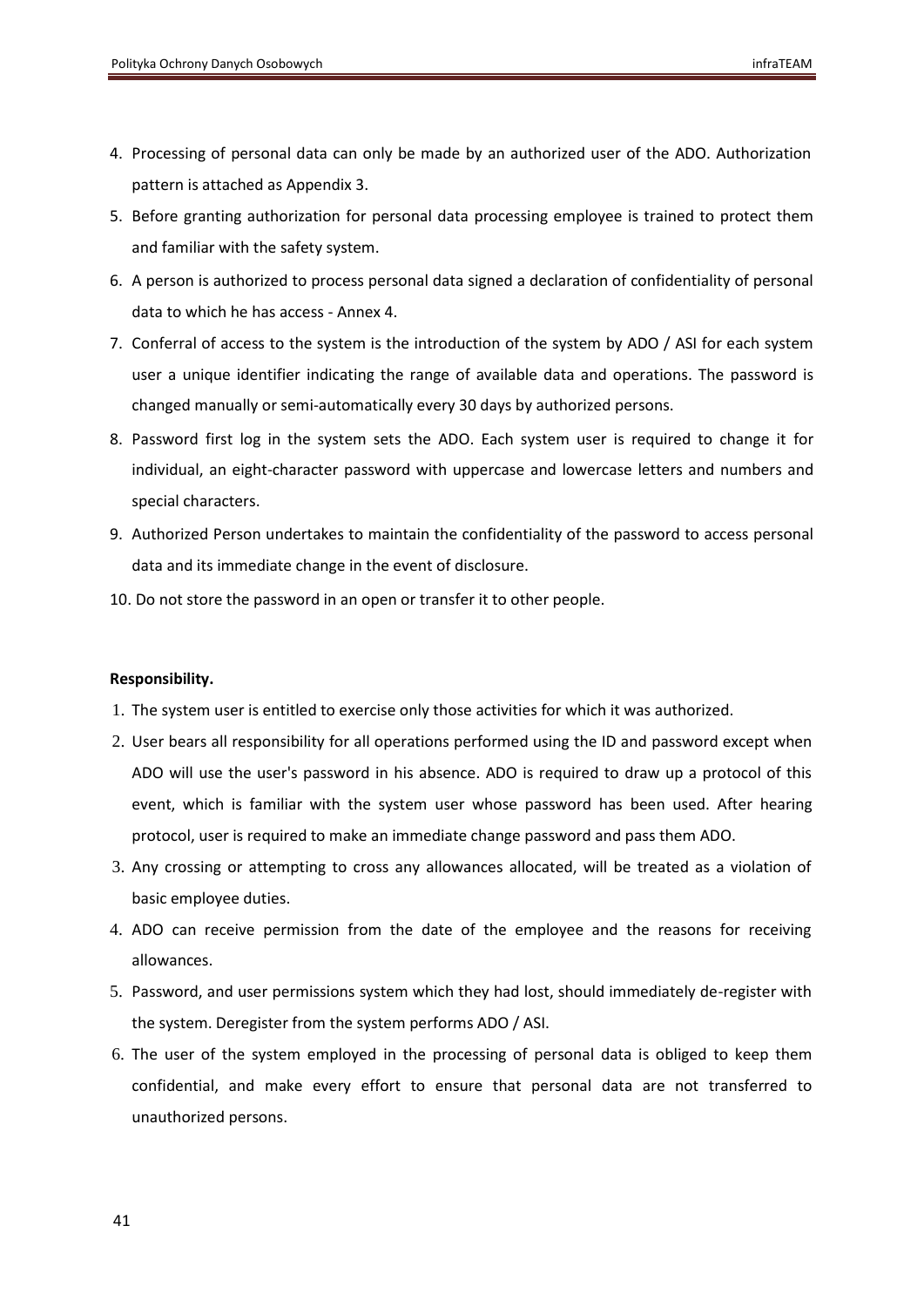4. Processing of personal data can only be made by an authorized user of the ADO. Authorization pattern is attached as Appendix 3.
5. Before granting authorization for personal data processing employee is trained to protect them and familiar with the safety system.
6. A person is authorized to process personal data signed a declaration of confidentiality of personal data to which he has access - Annex 4.
7. Conferral of access to the system is the introduction of the system by ADO / ASI for each system user a unique identifier indicating the range of available data and operations. The password is changed manually or semi-automatically every 30 days by authorized persons.
8. Password first log in the system sets the ADO. Each system user is required to change it for individual, an eight-character password with uppercase and lowercase letters and numbers and special characters.
9. Authorized Person undertakes to maintain the confidentiality of the password to access personal data and its immediate change in the event of disclosure.
10. Do not store the password in an open or transfer it to other people.

**Responsibility.**

1. The system user is entitled to exercise only those activities for which it was authorized.
2. User bears all responsibility for all operations performed using the ID and password except when ADO will use the user's password in his absence. ADO is required to draw up a protocol of this event, which is familiar with the system user whose password has been used. After hearing protocol, user is required to make an immediate change password and pass them ADO.
3. Any crossing or attempting to cross any allowances allocated, will be treated as a violation of basic employee duties.
4. ADO can receive permission from the date of the employee and the reasons for receiving allowances.
5. Password, and user permissions system which they had lost, should immediately de-register with the system. Deregister from the system performs ADO / ASI.
6. The user of the system employed in the processing of personal data is obliged to keep them confidential, and make every effort to ensure that personal data are not transferred to unauthorized persons.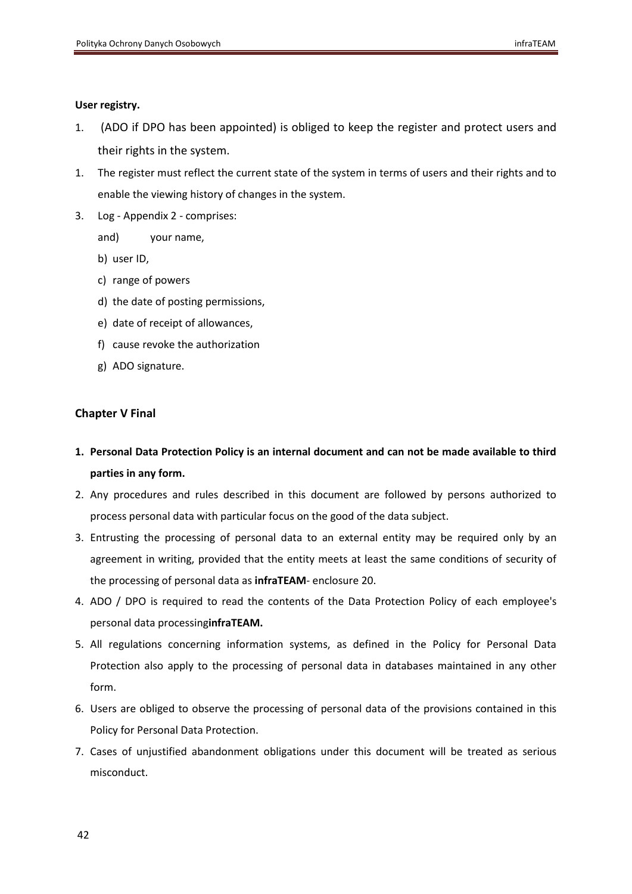**User registry.**

1. (ADO if DPO has been appointed) is obliged to keep the register and protect users and their rights in the system.
1. The register must reflect the current state of the system in terms of users and their rights and to enable the viewing history of changes in the system.
3. Log - Appendix 2 - comprises:
   and) your name,
   b) user ID,
   c) range of powers
   d) the date of posting permissions,
   e) date of receipt of allowances,
   f) cause revoke the authorization
   g) ADO signature.

## Chapter V Final

1. **Personal Data Protection Policy is an internal document and can not be made available to third parties in any form.**
2. Any procedures and rules described in this document are followed by persons authorized to process personal data with particular focus on the good of the data subject.
3. Entrusting the processing of personal data to an external entity may be required only by an agreement in writing, provided that the entity meets at least the same conditions of security of the processing of personal data as **infraTEAM**- enclosure 20.
4. ADO / DPO is required to read the contents of the Data Protection Policy of each employee's personal data processing**infraTEAM.**
5. All regulations concerning information systems, as defined in the Policy for Personal Data Protection also apply to the processing of personal data in databases maintained in any other form.
6. Users are obliged to observe the processing of personal data of the provisions contained in this Policy for Personal Data Protection.
7. Cases of unjustified abandonment obligations under this document will be treated as serious misconduct.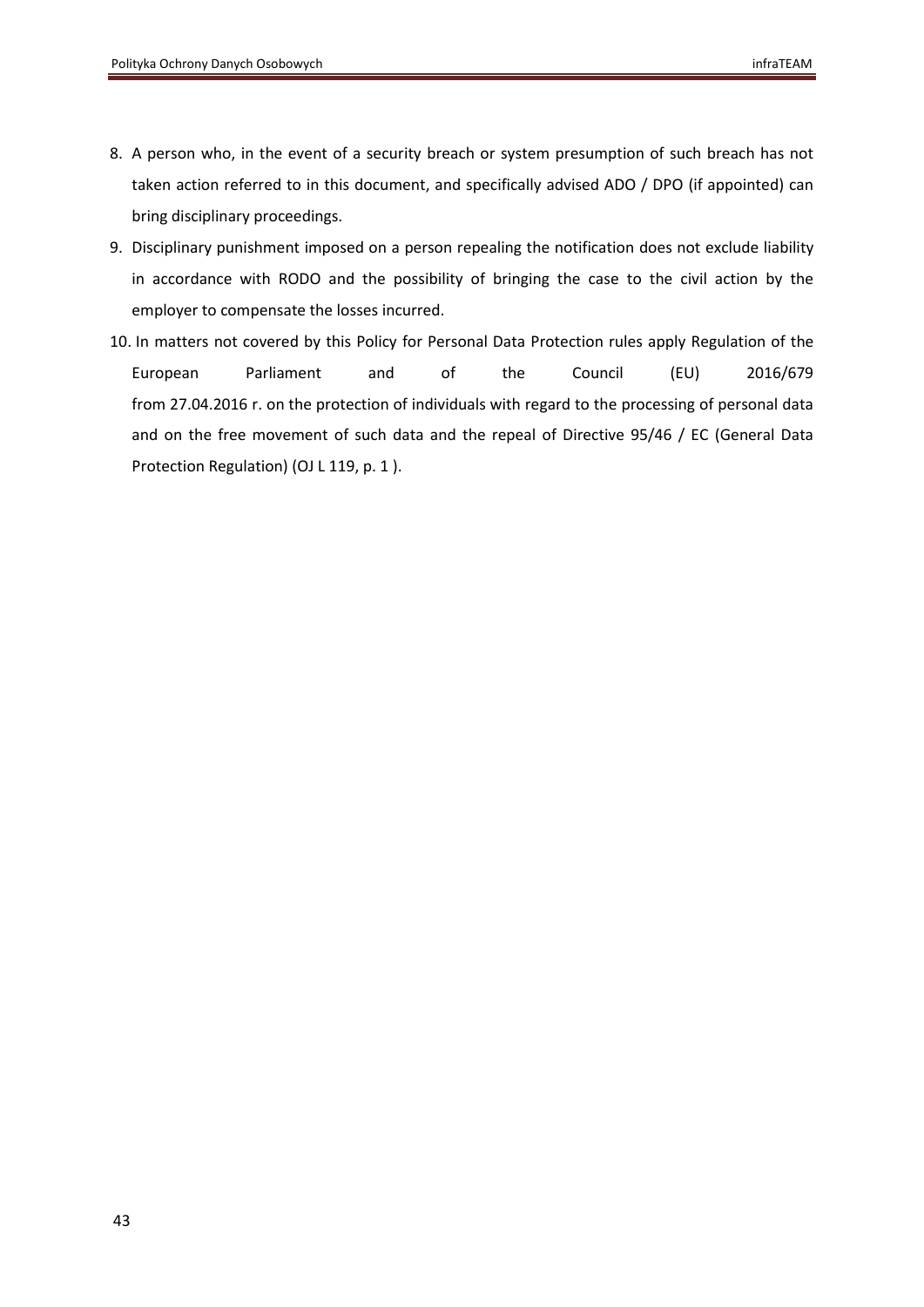8. A person who, in the event of a security breach or system presumption of such breach has not taken action referred to in this document, and specifically advised ADO / DPO (if appointed) can bring disciplinary proceedings.
9. Disciplinary punishment imposed on a person repealing the notification does not exclude liability in accordance with RODO and the possibility of bringing the case to the civil action by the employer to compensate the losses incurred.
10. In matters not covered by this Policy for Personal Data Protection rules apply Regulation of the European Parliament and of the Council (EU) 2016/679 from 27.04.2016 r. on the protection of individuals with regard to the processing of personal data and on the free movement of such data and the repeal of Directive 95/46 / EC (General Data Protection Regulation) (OJ L 119, p. 1 ).